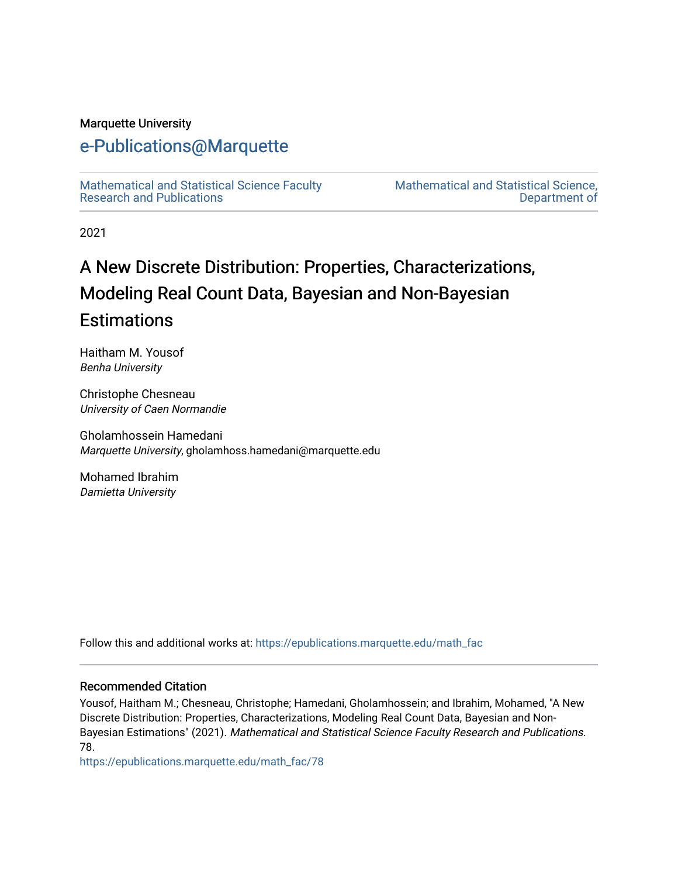Marquette University

# e-Publications@Marquette

Mathematical and Statistical Science Faculty Research and Publications

Mathematical and Statistical Science, Department of

2021

# A New Discrete Distribution: Properties, Characterizations, Modeling Real Count Data, Bayesian and Non-Bayesian Estimations

Haitham M. Yousof
*Benha University*

Christophe Chesneau
*University of Caen Normandie*

Gholamhossein Hamedani
*Marquette University*, gholamhoss.hamedani@marquette.edu

Mohamed Ibrahim
*Damietta University*

Follow this and additional works at: https://epublications.marquette.edu/math_fac

## Recommended Citation

Yousof, Haitham M.; Chesneau, Christophe; Hamedani, Gholamhossein; and Ibrahim, Mohamed, "A New Discrete Distribution: Properties, Characterizations, Modeling Real Count Data, Bayesian and Non-Bayesian Estimations" (2021). *Mathematical and Statistical Science Faculty Research and Publications*. 78.
https://epublications.marquette.edu/math_fac/78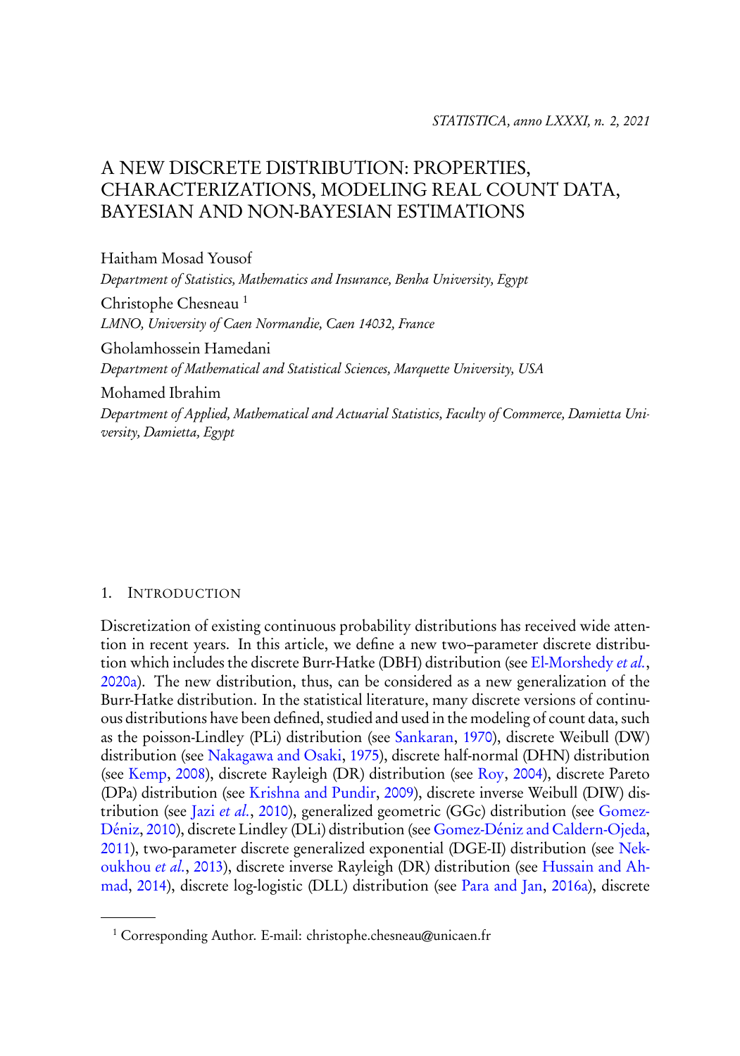# A NEW DISCRETE DISTRIBUTION: PROPERTIES, CHARACTERIZATIONS, MODELING REAL COUNT DATA, BAYESIAN AND NON-BAYESIAN ESTIMATIONS

Haitham Mosad Yousof

*Department of Statistics, Mathematics and Insurance, Benha University, Egypt*

Christophe Chesneau [1]

*LMNO, University of Caen Normandie, Caen 14032, France*

Gholamhossein Hamedani

*Department of Mathematical and Statistical Sciences, Marquette University, USA*

Mohamed Ibrahim

*Department of Applied, Mathematical and Actuarial Statistics, Faculty of Commerce, Damietta University, Damietta, Egypt*

## 1. Introduction

Discretization of existing continuous probability distributions has received wide attention in recent years. In this article, we define a new two–parameter discrete distribution which includes the discrete Burr-Hatke (DBH) distribution (see El-Morshedy *et al.*, 2020a). The new distribution, thus, can be considered as a new generalization of the Burr-Hatke distribution. In the statistical literature, many discrete versions of continuous distributions have been defined, studied and used in the modeling of count data, such as the poisson-Lindley (PLi) distribution (see Sankaran, 1970), discrete Weibull (DW) distribution (see Nakagawa and Osaki, 1975), discrete half-normal (DHN) distribution (see Kemp, 2008), discrete Rayleigh (DR) distribution (see Roy, 2004), discrete Pareto (DPa) distribution (see Krishna and Pundir, 2009), discrete inverse Weibull (DIW) distribution (see Jazi *et al.*, 2010), generalized geometric (GGc) distribution (see Gomez-Déniz, 2010), discrete Lindley (DLi) distribution (see Gomez-Déniz and Caldern-Ojeda, 2011), two-parameter discrete generalized exponential (DGE-II) distribution (see Nekoukhou *et al.*, 2013), discrete inverse Rayleigh (DR) distribution (see Hussain and Ahmad, 2014), discrete log-logistic (DLL) distribution (see Para and Jan, 2016a), discrete

---

[1] Corresponding Author. E-mail: christophe.chesneau@unicaen.fr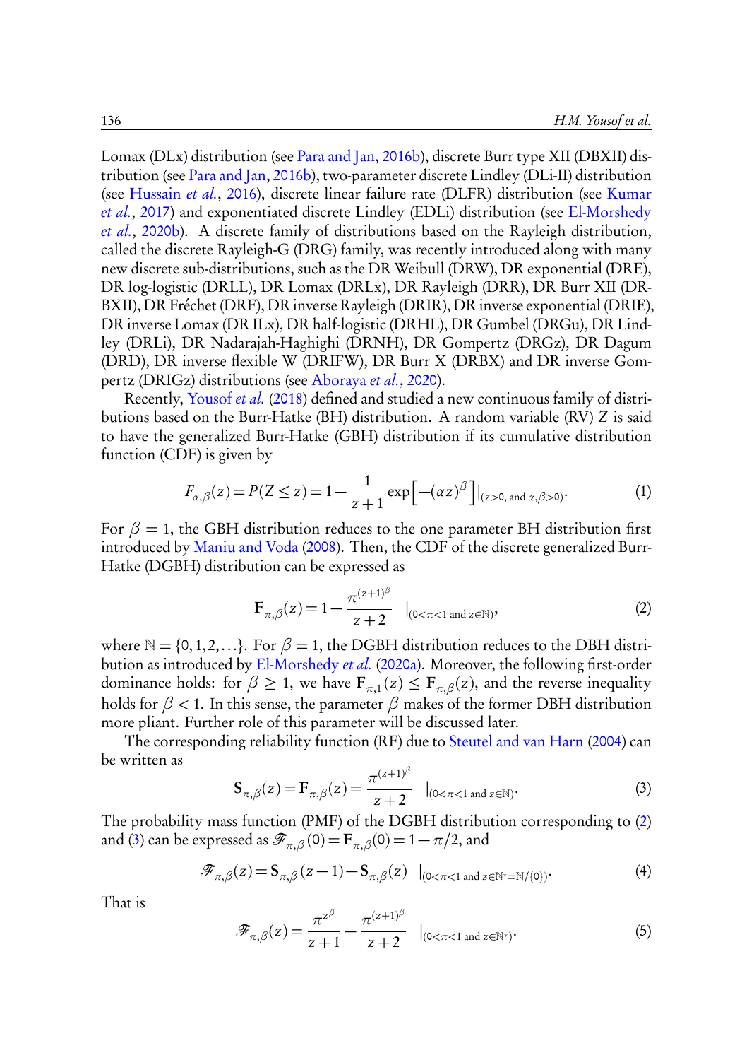Lomax (DLx) distribution (see Para and Jan, 2016b), discrete Burr type XII (DBXII) distribution (see Para and Jan, 2016b), two-parameter discrete Lindley (DLi-II) distribution (see Hussain *et al.*, 2016), discrete linear failure rate (DLFR) distribution (see Kumar *et al.*, 2017) and exponentiated discrete Lindley (EDLi) distribution (see El-Morshedy *et al.*, 2020b). A discrete family of distributions based on the Rayleigh distribution, called the discrete Rayleigh-G (DRG) family, was recently introduced along with many new discrete sub-distributions, such as the DR Weibull (DRW), DR exponential (DRE), DR log-logistic (DRLL), DR Lomax (DRLx), DR Rayleigh (DRR), DR Burr XII (DRBXII), DR Fréchet (DRF), DR inverse Rayleigh (DRIR), DR inverse exponential (DRIE), DR inverse Lomax (DR ILx), DR half-logistic (DRHL), DR Gumbel (DRGu), DR Lindley (DRLi), DR Nadarajah-Haghighi (DRNH), DR Gompertz (DRGz), DR Dagum (DRD), DR inverse flexible W (DRIFW), DR Burr X (DRBX) and DR inverse Gompertz (DRIGz) distributions (see Aboraya *et al.*, 2020).

Recently, Yousof *et al.* (2018) defined and studied a new continuous family of distributions based on the Burr-Hatke (BH) distribution. A random variable (RV) $Z$ is said to have the generalized Burr-Hatke (GBH) distribution if its cumulative distribution function (CDF) is given by

$$F_{\alpha,\beta}(z) = P(Z \le z) = 1 - \frac{1}{z+1}\exp\left[-(\alpha z)^{\beta}\right]|_{(z>0,\text{ and } \alpha,\beta>0)}. \tag{1}$$

For $\beta = 1$, the GBH distribution reduces to the one parameter BH distribution first introduced by Maniu and Voda (2008). Then, the CDF of the discrete generalized Burr-Hatke (DGBH) distribution can be expressed as

$$\mathbf{F}_{\pi,\beta}(z) = 1 - \frac{\pi^{(z+1)^{\beta}}}{z+2} \quad |_{(0<\pi<1 \text{ and } z\in\mathbb{N})}, \tag{2}$$

where $\mathbb{N} = \{0, 1, 2, \ldots\}$. For $\beta = 1$, the DGBH distribution reduces to the DBH distribution as introduced by El-Morshedy *et al.* (2020a). Moreover, the following first-order dominance holds: for $\beta \ge 1$, we have $\mathbf{F}_{\pi,1}(z) \le \mathbf{F}_{\pi,\beta}(z)$, and the reverse inequality holds for $\beta < 1$. In this sense, the parameter $\beta$ makes of the former DBH distribution more pliant. Further role of this parameter will be discussed later.

The corresponding reliability function (RF) due to Steutel and van Harn (2004) can be written as

$$\mathbf{S}_{\pi,\beta}(z) = \overline{\mathbf{F}}_{\pi,\beta}(z) = \frac{\pi^{(z+1)^{\beta}}}{z+2} \quad |_{(0<\pi<1 \text{ and } z\in\mathbb{N})}. \tag{3}$$

The probability mass function (PMF) of the DGBH distribution corresponding to (2) and (3) can be expressed as $\mathscr{F}_{\pi,\beta}(0) = \mathbf{F}_{\pi,\beta}(0) = 1 - \pi/2$, and

$$\mathscr{F}_{\pi,\beta}(z) = \mathbf{S}_{\pi,\beta}(z-1) - \mathbf{S}_{\pi,\beta}(z) \quad |_{(0<\pi<1 \text{ and } z\in\mathbb{N}^{*}=\mathbb{N}/\{0\})}. \tag{4}$$

That is

$$\mathscr{F}_{\pi,\beta}(z) = \frac{\pi^{z^{\beta}}}{z+1} - \frac{\pi^{(z+1)^{\beta}}}{z+2} \quad |_{(0<\pi<1 \text{ and } z\in\mathbb{N}^{*})}. \tag{5}$$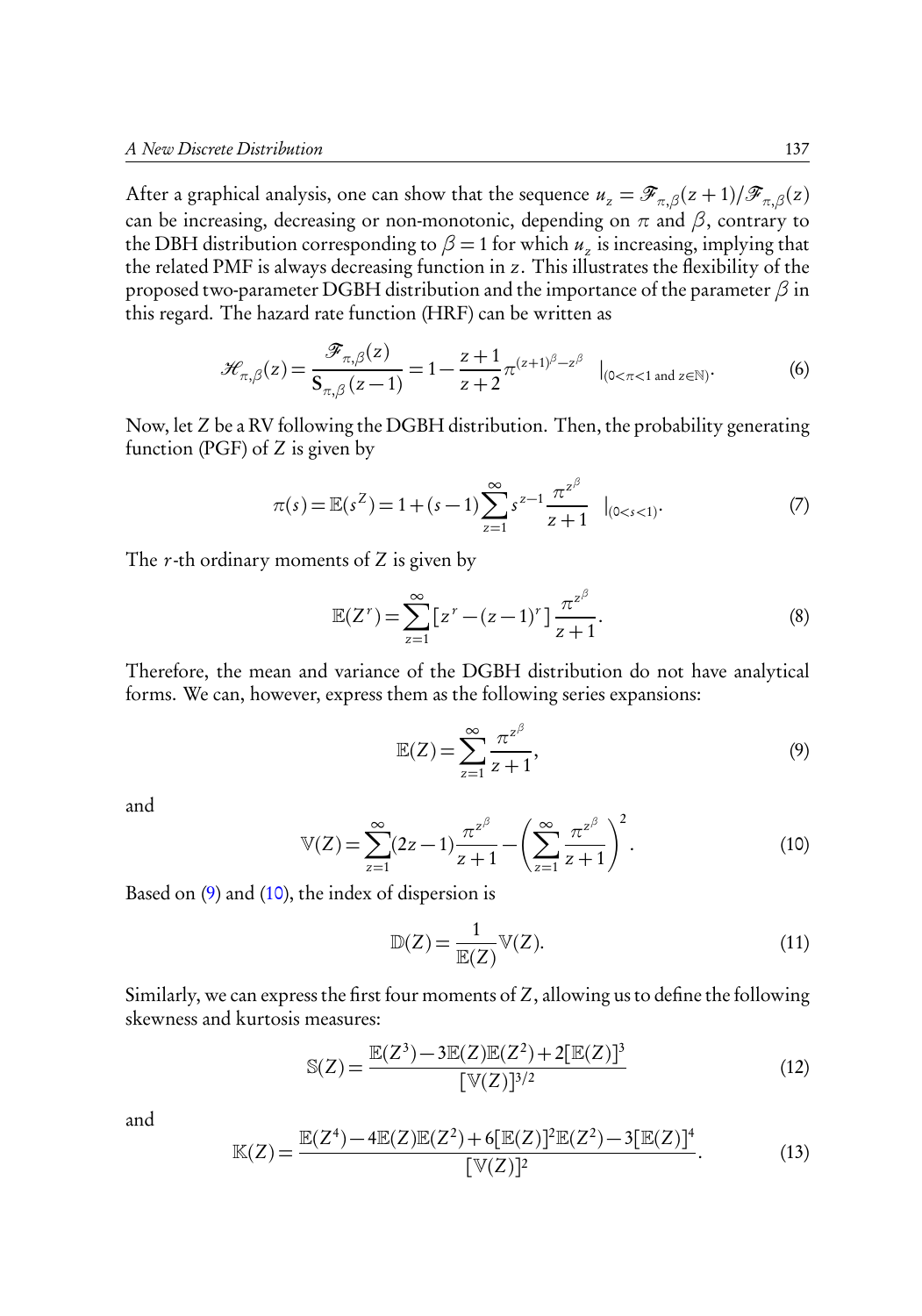After a graphical analysis, one can show that the sequence $u_z = \mathscr{F}_{\pi,\beta}(z+1)/\mathscr{F}_{\pi,\beta}(z)$ can be increasing, decreasing or non-monotonic, depending on $\pi$ and $\beta$, contrary to the DBH distribution corresponding to $\beta = 1$ for which $u_z$ is increasing, implying that the related PMF is always decreasing function in $z$. This illustrates the flexibility of the proposed two-parameter DGBH distribution and the importance of the parameter $\beta$ in this regard. The hazard rate function (HRF) can be written as

$$\mathscr{H}_{\pi,\beta}(z) = \frac{\mathscr{F}_{\pi,\beta}(z)}{\mathrm{S}_{\pi,\beta}(z-1)} = 1 - \frac{z+1}{z+2}\pi^{(z+1)^\beta - z^\beta} \quad |_{(0<\pi<1 \text{ and } z\in\mathbb{N})}. \tag{6}$$

Now, let Z be a RV following the DGBH distribution. Then, the probability generating function (PGF) of Z is given by

$$\pi(s) = \mathbb{E}(s^Z) = 1 + (s-1)\sum_{z=1}^{\infty} s^{z-1}\frac{\pi^{z^\beta}}{z+1} \quad |_{(0<s<1)}. \tag{7}$$

The $r$-th ordinary moments of Z is given by

$$\mathbb{E}(Z^r) = \sum_{z=1}^{\infty}\left[z^r - (z-1)^r\right]\frac{\pi^{z^\beta}}{z+1}. \tag{8}$$

Therefore, the mean and variance of the DGBH distribution do not have analytical forms. We can, however, express them as the following series expansions:

$$\mathbb{E}(Z) = \sum_{z=1}^{\infty}\frac{\pi^{z^\beta}}{z+1}, \tag{9}$$

and

$$\mathbb{V}(Z) = \sum_{z=1}^{\infty}(2z-1)\frac{\pi^{z^\beta}}{z+1} - \left(\sum_{z=1}^{\infty}\frac{\pi^{z^\beta}}{z+1}\right)^2. \tag{10}$$

Based on (9) and (10), the index of dispersion is

$$\mathbb{D}(Z) = \frac{1}{\mathbb{E}(Z)}\mathbb{V}(Z). \tag{11}$$

Similarly, we can express the first four moments of Z, allowing us to define the following skewness and kurtosis measures:

$$\mathbb{S}(Z) = \frac{\mathbb{E}(Z^3) - 3\mathbb{E}(Z)\mathbb{E}(Z^2) + 2[\mathbb{E}(Z)]^3}{[\mathbb{V}(Z)]^{3/2}} \tag{12}$$

and

$$\mathbb{K}(Z) = \frac{\mathbb{E}(Z^4) - 4\mathbb{E}(Z)\mathbb{E}(Z^2) + 6[\mathbb{E}(Z)]^2\mathbb{E}(Z^2) - 3[\mathbb{E}(Z)]^4}{[\mathbb{V}(Z)]^2}. \tag{13}$$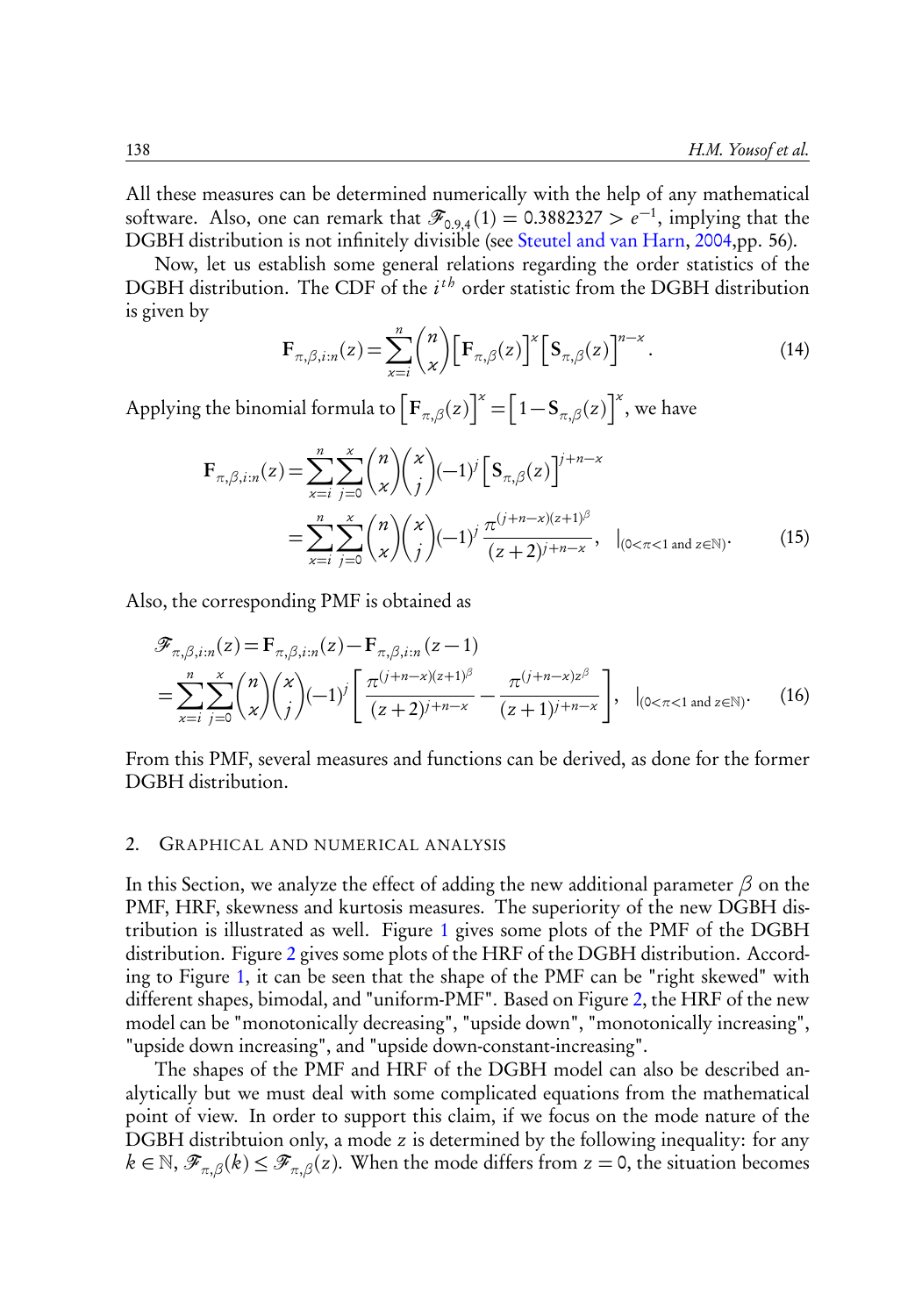All these measures can be determined numerically with the help of any mathematical software. Also, one can remark that $\mathscr{F}_{0.9,4}(1) = 0.3882327 > e^{-1}$, implying that the DGBH distribution is not infinitely divisible (see Steutel and van Harn, 2004,pp. 56).

Now, let us establish some general relations regarding the order statistics of the DGBH distribution. The CDF of the $i^{th}$ order statistic from the DGBH distribution is given by

$$\mathbf{F}_{\pi,\beta,i:n}(z) = \sum_{x=i}^{n} \binom{n}{x} \left[\mathbf{F}_{\pi,\beta}(z)\right]^{x} \left[\mathbf{S}_{\pi,\beta}(z)\right]^{n-x}. \tag{14}$$

Applying the binomial formula to $\left[\mathbf{F}_{\pi,\beta}(z)\right]^{x} = \left[1 - \mathbf{S}_{\pi,\beta}(z)\right]^{x}$, we have

$$\begin{aligned}
\mathbf{F}_{\pi,\beta,i:n}(z) &= \sum_{x=i}^{n} \sum_{j=0}^{x} \binom{n}{x} \binom{x}{j} (-1)^{j} \left[\mathbf{S}_{\pi,\beta}(z)\right]^{j+n-x} \\
&= \sum_{x=i}^{n} \sum_{j=0}^{x} \binom{n}{x} \binom{x}{j} (-1)^{j} \frac{\pi^{(j+n-x)(z+1)^{\beta}}}{(z+2)^{j+n-x}}, \quad |_{(0<\pi<1 \text{ and } z\in\mathbb{N})}.
\end{aligned} \tag{15}$$

Also, the corresponding PMF is obtained as

$$\begin{aligned}
&\mathscr{F}_{\pi,\beta,i:n}(z) = \mathbf{F}_{\pi,\beta,i:n}(z) - \mathbf{F}_{\pi,\beta,i:n}(z-1) \\
&= \sum_{x=i}^{n} \sum_{j=0}^{x} \binom{n}{x} \binom{x}{j} (-1)^{j} \left[ \frac{\pi^{(j+n-x)(z+1)^{\beta}}}{(z+2)^{j+n-x}} - \frac{\pi^{(j+n-x)z^{\beta}}}{(z+1)^{j+n-x}} \right], \quad |_{(0<\pi<1 \text{ and } z\in\mathbb{N})}.
\end{aligned} \tag{16}$$

From this PMF, several measures and functions can be derived, as done for the former DGBH distribution.

## 2. Graphical and numerical analysis

In this Section, we analyze the effect of adding the new additional parameter $\beta$ on the PMF, HRF, skewness and kurtosis measures. The superiority of the new DGBH distribution is illustrated as well. Figure 1 gives some plots of the PMF of the DGBH distribution. Figure 2 gives some plots of the HRF of the DGBH distribution. According to Figure 1, it can be seen that the shape of the PMF can be "right skewed" with different shapes, bimodal, and "uniform-PMF". Based on Figure 2, the HRF of the new model can be "monotonically decreasing", "upside down", "monotonically increasing", "upside down increasing", and "upside down-constant-increasing".

The shapes of the PMF and HRF of the DGBH model can also be described analytically but we must deal with some complicated equations from the mathematical point of view. In order to support this claim, if we focus on the mode nature of the DGBH distribtuion only, a mode $z$ is determined by the following inequality: for any $k \in \mathbb{N}$, $\mathscr{F}_{\pi,\beta}(k) \leq \mathscr{F}_{\pi,\beta}(z)$. When the mode differs from $z = 0$, the situation becomes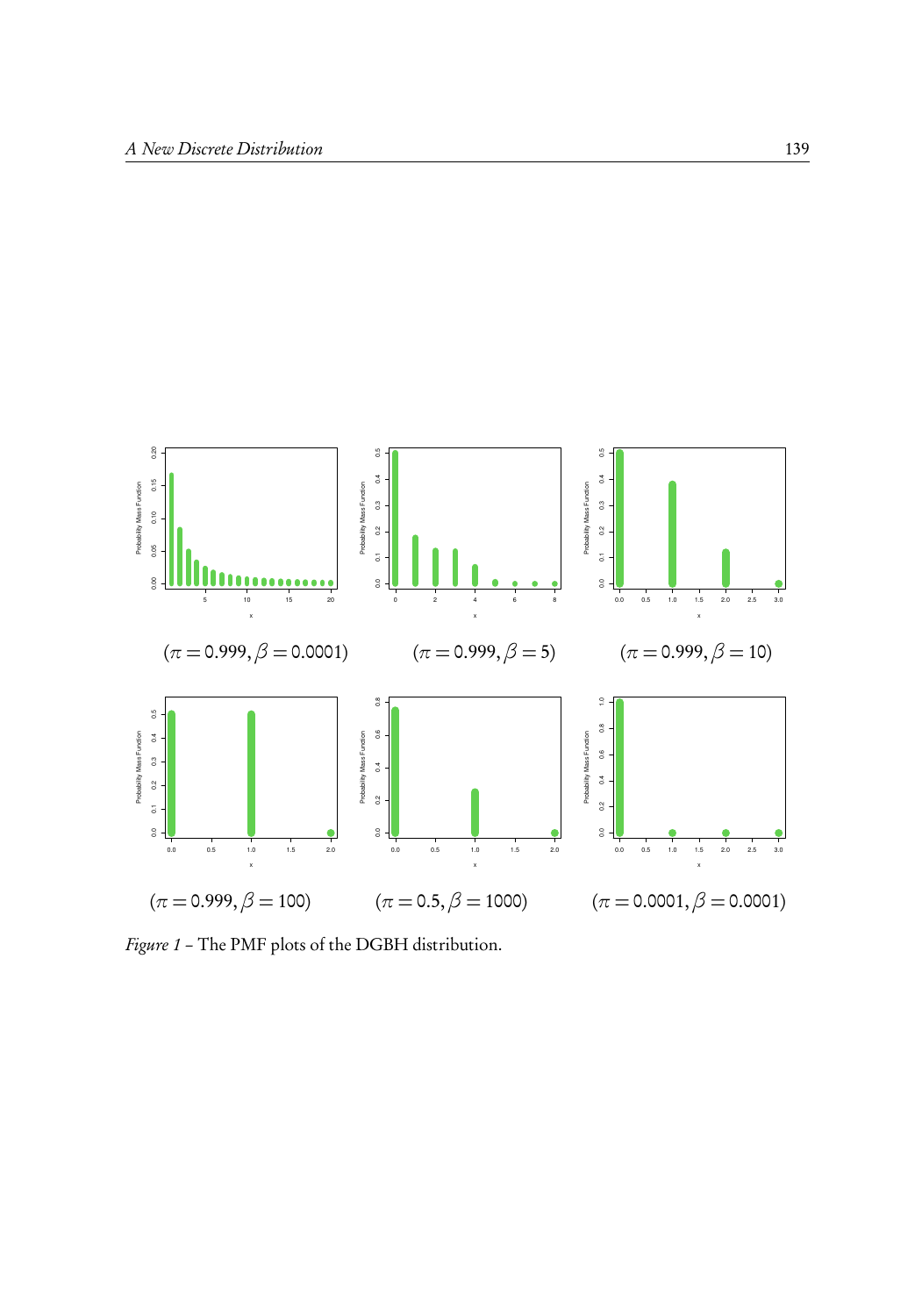$(\pi = 0.999, \beta = 0.0001)$ $(\pi = 0.999, \beta = 5)$ $(\pi = 0.999, \beta = 10)$

$(\pi = 0.999, \beta = 100)$ $(\pi = 0.5, \beta = 1000)$ $(\pi = 0.0001, \beta = 0.0001)$

*Figure 1* – The PMF plots of the DGBH distribution.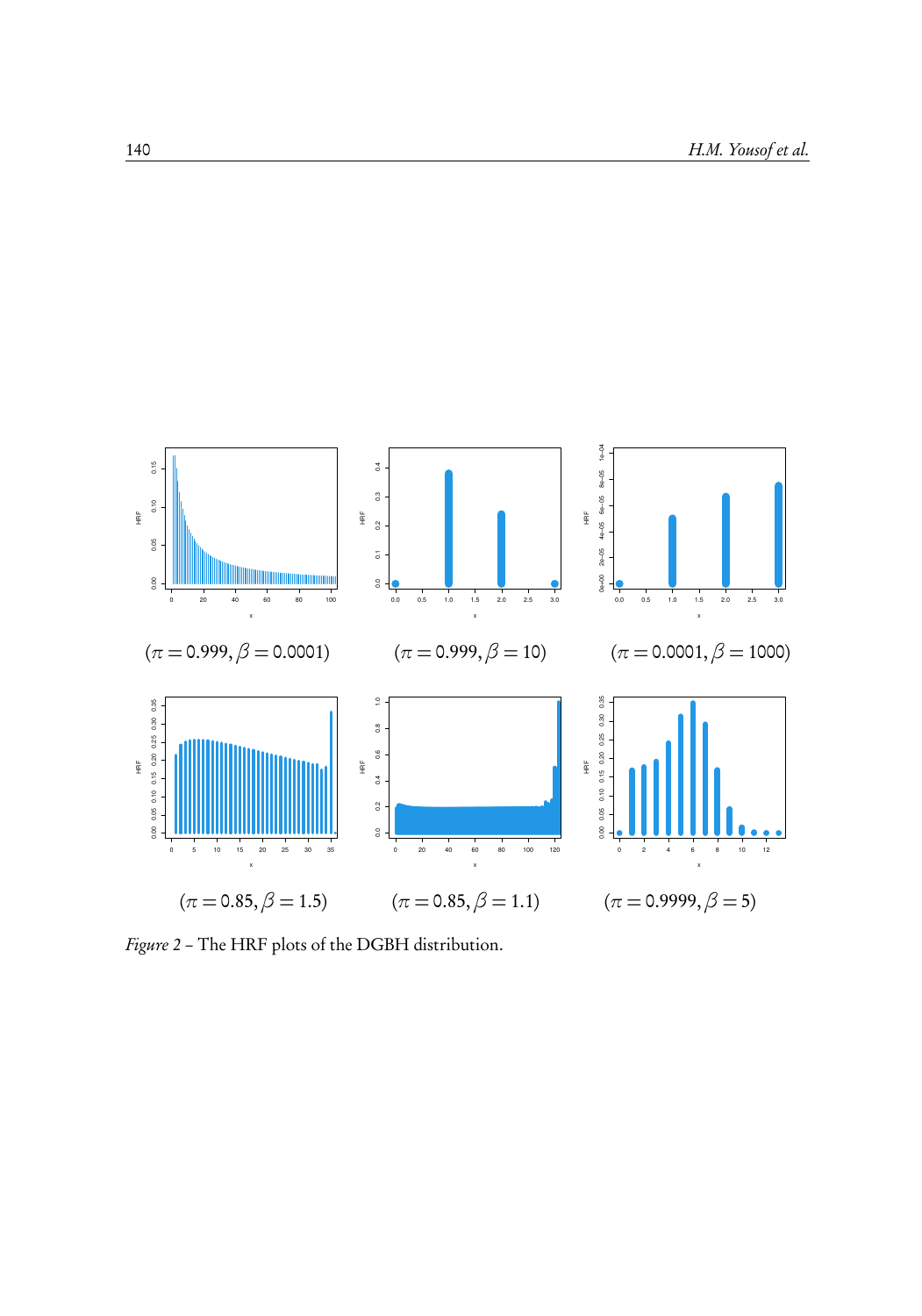$(\pi = 0.999, \beta = 0.0001)$ $(\pi = 0.999, \beta = 10)$ $(\pi = 0.0001, \beta = 1000)$

$(\pi = 0.85, \beta = 1.5)$ $(\pi = 0.85, \beta = 1.1)$ $(\pi = 0.9999, \beta = 5)$

*Figure 2* – The HRF plots of the DGBH distribution.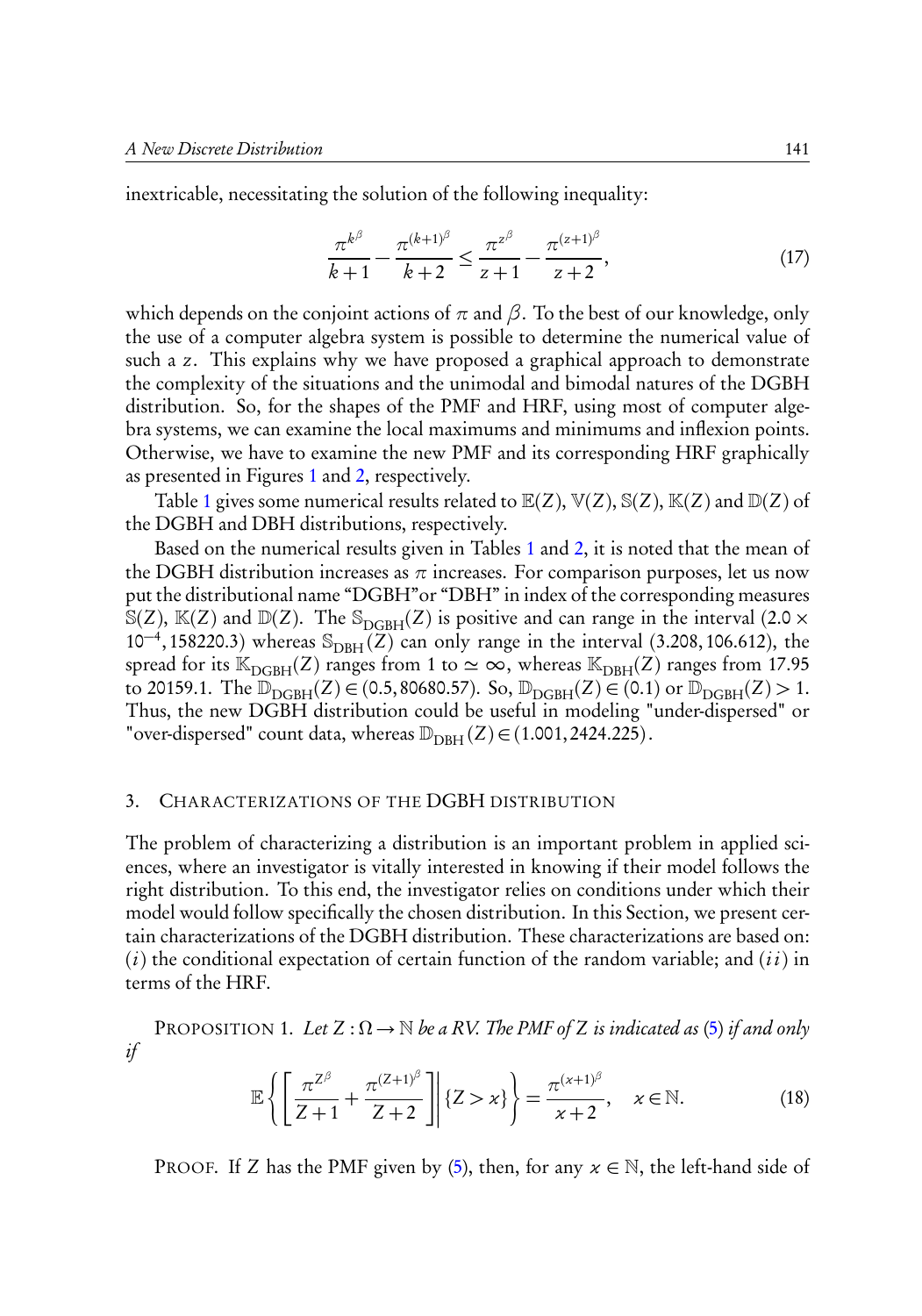inextricable, necessitating the solution of the following inequality:

$$\frac{\pi^{k^\beta}}{k+1} - \frac{\pi^{(k+1)^\beta}}{k+2} \leq \frac{\pi^{z^\beta}}{z+1} - \frac{\pi^{(z+1)^\beta}}{z+2}, \tag{17}$$

which depends on the conjoint actions of $\pi$ and $\beta$. To the best of our knowledge, only the use of a computer algebra system is possible to determine the numerical value of such a $z$. This explains why we have proposed a graphical approach to demonstrate the complexity of the situations and the unimodal and bimodal natures of the DGBH distribution. So, for the shapes of the PMF and HRF, using most of computer algebra systems, we can examine the local maximums and minimums and inflexion points. Otherwise, we have to examine the new PMF and its corresponding HRF graphically as presented in Figures 1 and 2, respectively.

Table 1 gives some numerical results related to $\mathbb{E}(Z)$, $\mathbb{V}(Z)$, $\mathbb{S}(Z)$, $\mathbb{K}(Z)$ and $\mathbb{D}(Z)$ of the DGBH and DBH distributions, respectively.

Based on the numerical results given in Tables 1 and 2, it is noted that the mean of the DGBH distribution increases as $\pi$ increases. For comparison purposes, let us now put the distributional name "DGBH"or "DBH" in index of the corresponding measures $\mathbb{S}(Z)$, $\mathbb{K}(Z)$ and $\mathbb{D}(Z)$. The $\mathbb{S}_{\text{DGBH}}(Z)$ is positive and can range in the interval $(2.0 \times 10^{-4}, 158220.3)$ whereas $\mathbb{S}_{\text{DBH}}(Z)$ can only range in the interval $(3.208, 106.612)$, the spread for its $\mathbb{K}_{\text{DGBH}}(Z)$ ranges from 1 to $\simeq \infty$, whereas $\mathbb{K}_{\text{DBH}}(Z)$ ranges from 17.95 to 20159.1. The $\mathbb{D}_{\text{DGBH}}(Z) \in (0.5, 80680.57)$. So, $\mathbb{D}_{\text{DGBH}}(Z) \in (0.1)$ or $\mathbb{D}_{\text{DGBH}}(Z) > 1$. Thus, the new DGBH distribution could be useful in modeling "under-dispersed" or "over-dispersed" count data, whereas $\mathbb{D}_{\text{DBH}}(Z) \in (1.001, 2424.225)$.

## 3. Characterizations of the DGBH distribution

The problem of characterizing a distribution is an important problem in applied sciences, where an investigator is vitally interested in knowing if their model follows the right distribution. To this end, the investigator relies on conditions under which their model would follow specifically the chosen distribution. In this Section, we present certain characterizations of the DGBH distribution. These characterizations are based on: $(i)$ the conditional expectation of certain function of the random variable; and $(ii)$ in terms of the HRF.

Proposition 1. *Let $Z : \Omega \to \mathbb{N}$ be a RV. The PMF of $Z$ is indicated as (5) if and only if*

$$\mathbb{E}\left\{\left[\frac{\pi^{Z^\beta}}{Z+1} + \frac{\pi^{(Z+1)^\beta}}{Z+2}\right] \middle| \{Z > x\}\right\} = \frac{\pi^{(x+1)^\beta}}{x+2}, \quad x \in \mathbb{N}. \tag{18}$$

Proof. If $Z$ has the PMF given by (5), then, for any $x \in \mathbb{N}$, the left-hand side of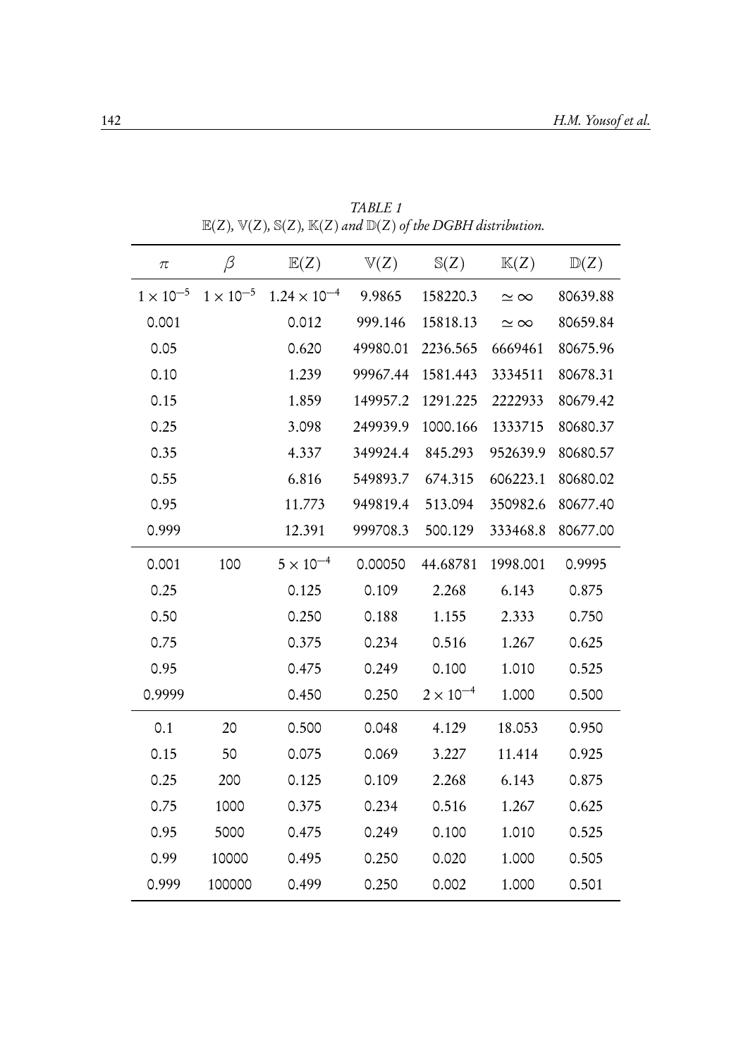*TABLE 1*
$\mathbb{E}(Z)$, $\mathbb{V}(Z)$, $\mathbb{S}(Z)$, $\mathbb{K}(Z)$ *and* $\mathbb{D}(Z)$ *of the DGBH distribution.*

| $\pi$ | $\beta$ | $\mathbb{E}(Z)$ | $\mathbb{V}(Z)$ | $\mathbb{S}(Z)$ | $\mathbb{K}(Z)$ | $\mathbb{D}(Z)$ |
|---|---|---|---|---|---|---|
| $1\times10^{-5}$ | $1\times10^{-5}$ | $1.24\times10^{-4}$ | 9.9865 | 158220.3 | $\simeq\infty$ | 80639.88 |
| 0.001 | | 0.012 | 999.146 | 15818.13 | $\simeq\infty$ | 80659.84 |
| 0.05 | | 0.620 | 49980.01 | 2236.565 | 6669461 | 80675.96 |
| 0.10 | | 1.239 | 99967.44 | 1581.443 | 3334511 | 80678.31 |
| 0.15 | | 1.859 | 149957.2 | 1291.225 | 2222933 | 80679.42 |
| 0.25 | | 3.098 | 249939.9 | 1000.166 | 1333715 | 80680.37 |
| 0.35 | | 4.337 | 349924.4 | 845.293 | 952639.9 | 80680.57 |
| 0.55 | | 6.816 | 549893.7 | 674.315 | 606223.1 | 80680.02 |
| 0.95 | | 11.773 | 949819.4 | 513.094 | 350982.6 | 80677.40 |
| 0.999 | | 12.391 | 999708.3 | 500.129 | 333468.8 | 80677.00 |
| 0.001 | 100 | $5\times10^{-4}$ | 0.00050 | 44.68781 | 1998.001 | 0.9995 |
| 0.25 | | 0.125 | 0.109 | 2.268 | 6.143 | 0.875 |
| 0.50 | | 0.250 | 0.188 | 1.155 | 2.333 | 0.750 |
| 0.75 | | 0.375 | 0.234 | 0.516 | 1.267 | 0.625 |
| 0.95 | | 0.475 | 0.249 | 0.100 | 1.010 | 0.525 |
| 0.9999 | | 0.450 | 0.250 | $2\times10^{-4}$ | 1.000 | 0.500 |
| 0.1 | 20 | 0.500 | 0.048 | 4.129 | 18.053 | 0.950 |
| 0.15 | 50 | 0.075 | 0.069 | 3.227 | 11.414 | 0.925 |
| 0.25 | 200 | 0.125 | 0.109 | 2.268 | 6.143 | 0.875 |
| 0.75 | 1000 | 0.375 | 0.234 | 0.516 | 1.267 | 0.625 |
| 0.95 | 5000 | 0.475 | 0.249 | 0.100 | 1.010 | 0.525 |
| 0.99 | 10000 | 0.495 | 0.250 | 0.020 | 1.000 | 0.505 |
| 0.999 | 100000 | 0.499 | 0.250 | 0.002 | 1.000 | 0.501 |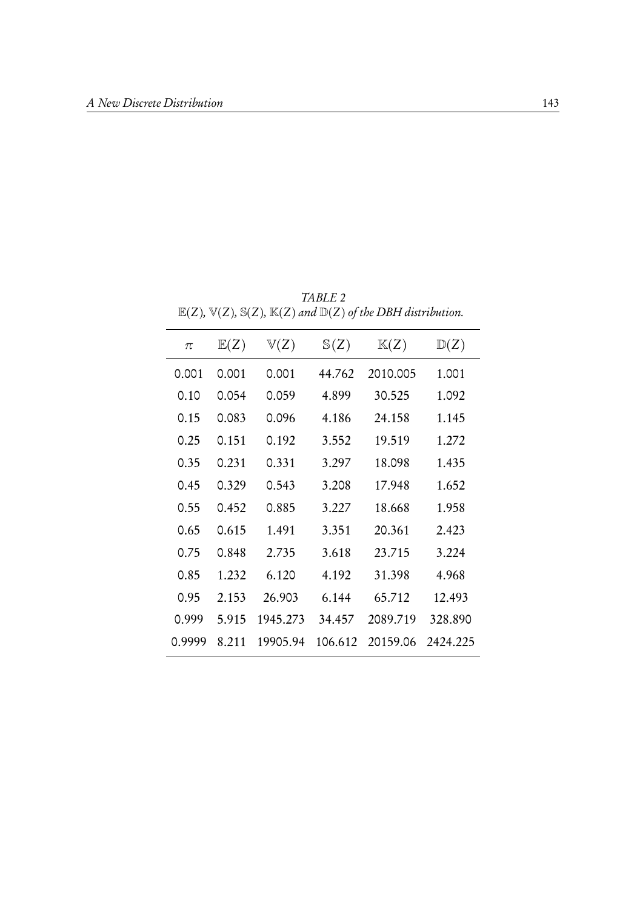*TABLE 2*
$\mathbb{E}(Z)$, $\mathbb{V}(Z)$, $\mathbb{S}(Z)$, $\mathbb{K}(Z)$ *and* $\mathbb{D}(Z)$ *of the DBH distribution.*

| $\pi$ | $\mathbb{E}(Z)$ | $\mathbb{V}(Z)$ | $\mathbb{S}(Z)$ | $\mathbb{K}(Z)$ | $\mathbb{D}(Z)$ |
|---|---|---|---|---|---|
| 0.001 | 0.001 | 0.001 | 44.762 | 2010.005 | 1.001 |
| 0.10 | 0.054 | 0.059 | 4.899 | 30.525 | 1.092 |
| 0.15 | 0.083 | 0.096 | 4.186 | 24.158 | 1.145 |
| 0.25 | 0.151 | 0.192 | 3.552 | 19.519 | 1.272 |
| 0.35 | 0.231 | 0.331 | 3.297 | 18.098 | 1.435 |
| 0.45 | 0.329 | 0.543 | 3.208 | 17.948 | 1.652 |
| 0.55 | 0.452 | 0.885 | 3.227 | 18.668 | 1.958 |
| 0.65 | 0.615 | 1.491 | 3.351 | 20.361 | 2.423 |
| 0.75 | 0.848 | 2.735 | 3.618 | 23.715 | 3.224 |
| 0.85 | 1.232 | 6.120 | 4.192 | 31.398 | 4.968 |
| 0.95 | 2.153 | 26.903 | 6.144 | 65.712 | 12.493 |
| 0.999 | 5.915 | 1945.273 | 34.457 | 2089.719 | 328.890 |
| 0.9999 | 8.211 | 19905.94 | 106.612 | 20159.06 | 2424.225 |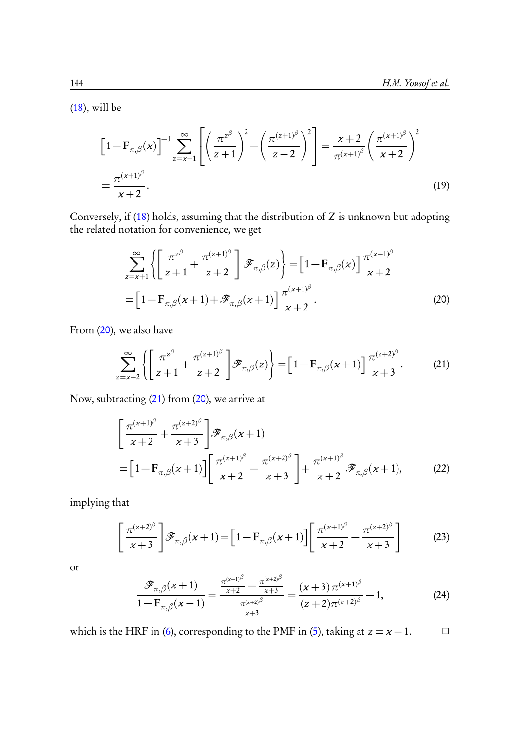(18), will be

$$\left[1-\mathbf{F}_{\pi,\beta}(x)\right]^{-1}\sum_{z=x+1}^{\infty}\left[\left(\frac{\pi^{z^{\beta}}}{z+1}\right)^{2}-\left(\frac{\pi^{(z+1)^{\beta}}}{z+2}\right)^{2}\right]=\frac{x+2}{\pi^{(x+1)^{\beta}}}\left(\frac{\pi^{(x+1)^{\beta}}}{x+2}\right)^{2}$$
$$=\frac{\pi^{(x+1)^{\beta}}}{x+2}. \tag{19}$$

Conversely, if (18) holds, assuming that the distribution of $Z$ is unknown but adopting the related notation for convenience, we get

$$\sum_{z=x+1}^{\infty}\left\{\left[\frac{\pi^{z^{\beta}}}{z+1}+\frac{\pi^{(z+1)^{\beta}}}{z+2}\right]\mathscr{F}_{\pi,\beta}(z)\right\}=\left[1-\mathbf{F}_{\pi,\beta}(x)\right]\frac{\pi^{(x+1)^{\beta}}}{x+2}$$
$$=\left[1-\mathbf{F}_{\pi,\beta}(x+1)+\mathscr{F}_{\pi,\beta}(x+1)\right]\frac{\pi^{(x+1)^{\beta}}}{x+2}. \tag{20}$$

From (20), we also have

$$\sum_{z=x+2}^{\infty}\left\{\left[\frac{\pi^{z^{\beta}}}{z+1}+\frac{\pi^{(z+1)^{\beta}}}{z+2}\right]\mathscr{F}_{\pi,\beta}(z)\right\}=\left[1-\mathbf{F}_{\pi,\beta}(x+1)\right]\frac{\pi^{(z+2)^{\beta}}}{x+3}. \tag{21}$$

Now, subtracting (21) from (20), we arrive at

$$\left[\frac{\pi^{(x+1)^{\beta}}}{x+2}+\frac{\pi^{(z+2)^{\beta}}}{x+3}\right]\mathscr{F}_{\pi,\beta}(x+1)$$
$$=\left[1-\mathbf{F}_{\pi,\beta}(x+1)\right]\left[\frac{\pi^{(x+1)^{\beta}}}{x+2}-\frac{\pi^{(x+2)^{\beta}}}{x+3}\right]+\frac{\pi^{(x+1)^{\beta}}}{x+2}\mathscr{F}_{\pi,\beta}(x+1), \tag{22}$$

implying that

$$\left[\frac{\pi^{(z+2)^{\beta}}}{x+3}\right]\mathscr{F}_{\pi,\beta}(x+1)=\left[1-\mathbf{F}_{\pi,\beta}(x+1)\right]\left[\frac{\pi^{(x+1)^{\beta}}}{x+2}-\frac{\pi^{(z+2)^{\beta}}}{x+3}\right] \tag{23}$$

or

$$\frac{\mathscr{F}_{\pi,\beta}(x+1)}{1-\mathbf{F}_{\pi,\beta}(x+1)}=\frac{\frac{\pi^{(x+1)^{\beta}}}{x+2}-\frac{\pi^{(x+2)^{\beta}}}{x+3}}{\frac{\pi^{(x+2)^{\beta}}}{x+3}}=\frac{(x+3)\,\pi^{(x+1)^{\beta}}}{(z+2)\pi^{(z+2)^{\beta}}}-1, \tag{24}$$

which is the HRF in (6), corresponding to the PMF in (5), taking at $z=x+1$. $\square$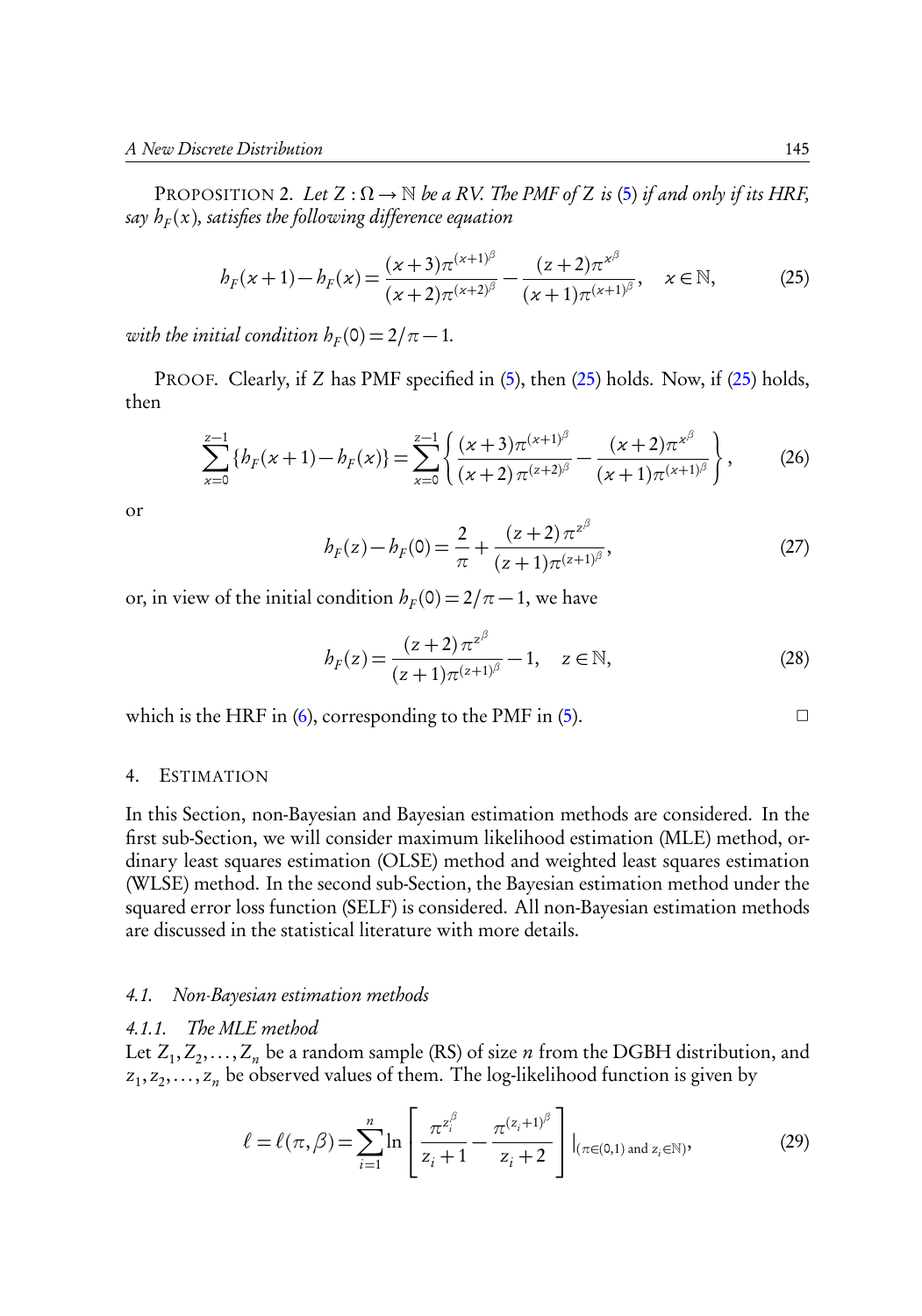PROPOSITION 2. *Let $Z : \Omega \rightarrow \mathbb{N}$ be a RV. The PMF of $Z$ is (5) if and only if its HRF, say $h_F(x)$, satisfies the following difference equation*

$$h_F(x+1) - h_F(x) = \frac{(x+3)\pi^{(x+1)^\beta}}{(x+2)\pi^{(x+2)^\beta}} - \frac{(z+2)\pi^{x^\beta}}{(x+1)\pi^{(x+1)^\beta}}, \quad x \in \mathbb{N}, \tag{25}$$

*with the initial condition $h_F(0) = 2/\pi - 1$.*

PROOF. Clearly, if $Z$ has PMF specified in (5), then (25) holds. Now, if (25) holds, then

$$\sum_{x=0}^{z-1} \{h_F(x+1) - h_F(x)\} = \sum_{x=0}^{z-1} \left\{ \frac{(x+3)\pi^{(x+1)^\beta}}{(x+2)\,\pi^{(z+2)^\beta}} - \frac{(x+2)\pi^{x^\beta}}{(x+1)\pi^{(x+1)^\beta}} \right\}, \tag{26}$$

or

$$h_F(z) - h_F(0) = \frac{2}{\pi} + \frac{(z+2)\,\pi^{z^\beta}}{(z+1)\pi^{(z+1)^\beta}}, \tag{27}$$

or, in view of the initial condition $h_F(0) = 2/\pi - 1$, we have

$$h_F(z) = \frac{(z+2)\,\pi^{z^\beta}}{(z+1)\pi^{(z+1)^\beta}} - 1, \quad z \in \mathbb{N}, \tag{28}$$

which is the HRF in (6), corresponding to the PMF in (5). □

## 4. ESTIMATION

In this Section, non-Bayesian and Bayesian estimation methods are considered. In the first sub-Section, we will consider maximum likelihood estimation (MLE) method, ordinary least squares estimation (OLSE) method and weighted least squares estimation (WLSE) method. In the second sub-Section, the Bayesian estimation method under the squared error loss function (SELF) is considered. All non-Bayesian estimation methods are discussed in the statistical literature with more details.

### 4.1. *Non-Bayesian estimation methods*

#### 4.1.1. *The MLE method*

Let $Z_1, Z_2, \ldots, Z_n$ be a random sample (RS) of size $n$ from the DGBH distribution, and $z_1, z_2, \ldots, z_n$ be observed values of them. The log-likelihood function is given by

$$\ell = \ell(\pi, \beta) = \sum_{i=1}^{n} \ln \left[ \frac{\pi^{z_i^\beta}}{z_i+1} - \frac{\pi^{(z_i+1)^\beta}}{z_i+2} \right] \Big|_{(\pi \in (0,1) \text{ and } z_i \in \mathbb{N})}, \tag{29}$$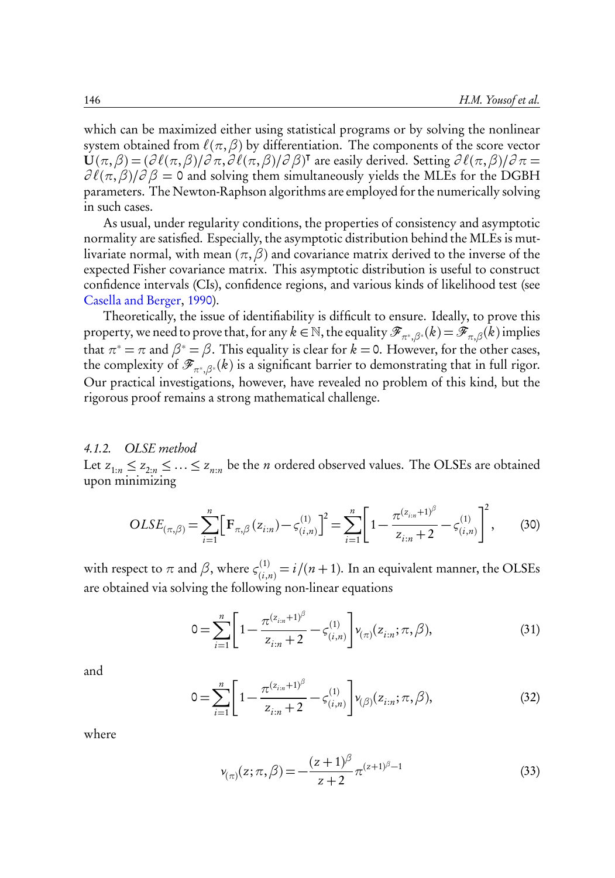which can be maximized either using statistical programs or by solving the nonlinear system obtained from $\ell(\pi,\beta)$ by differentiation. The components of the score vector $\mathbf{U}(\pi,\beta) = (\partial\ell(\pi,\beta)/\partial\pi, \partial\ell(\pi,\beta)/\partial\beta)^{\intercal}$ are easily derived. Setting $\partial\ell(\pi,\beta)/\partial\pi = \partial\ell(\pi,\beta)/\partial\beta = 0$ and solving them simultaneously yields the MLEs for the DGBH parameters. The Newton-Raphson algorithms are employed for the numerically solving in such cases.

As usual, under regularity conditions, the properties of consistency and asymptotic normality are satisfied. Especially, the asymptotic distribution behind the MLEs is mutlivariate normal, with mean $(\pi,\beta)$ and covariance matrix derived to the inverse of the expected Fisher covariance matrix. This asymptotic distribution is useful to construct confidence intervals (CIs), confidence regions, and various kinds of likelihood test (see Casella and Berger, 1990).

Theoretically, the issue of identifiability is difficult to ensure. Ideally, to prove this property, we need to prove that, for any $k\in\mathbb{N}$, the equality $\mathscr{F}_{\pi^*,\beta^*}(k) = \mathscr{F}_{\pi,\beta}(k)$ implies that $\pi^* = \pi$ and $\beta^* = \beta$. This equality is clear for $k=0$. However, for the other cases, the complexity of $\mathscr{F}_{\pi^*,\beta^*}(k)$ is a significant barrier to demonstrating that in full rigor. Our practical investigations, however, have revealed no problem of this kind, but the rigorous proof remains a strong mathematical challenge.

#### *4.1.2. OLSE method*

Let $z_{1:n} \leq z_{2:n} \leq \ldots \leq z_{n:n}$ be the $n$ ordered observed values. The OLSEs are obtained upon minimizing

$$OLSE_{(\pi,\beta)} = \sum_{i=1}^{n}\left[\mathbf{F}_{\pi,\beta}(z_{i:n}) - \varsigma_{(i,n)}^{(1)}\right]^2 = \sum_{i=1}^{n}\left[1 - \frac{\pi^{(z_{i:n}+1)^{\beta}}}{z_{i:n}+2} - \varsigma_{(i,n)}^{(1)}\right]^2, \tag{30}$$

with respect to $\pi$ and $\beta$, where $\varsigma_{(i,n)}^{(1)} = i/(n+1)$. In an equivalent manner, the OLSEs are obtained via solving the following non-linear equations

$$0 = \sum_{i=1}^{n}\left[1 - \frac{\pi^{(z_{i:n}+1)^{\beta}}}{z_{i:n}+2} - \varsigma_{(i,n)}^{(1)}\right]\nu_{(\pi)}(z_{i:n};\pi,\beta), \tag{31}$$

and

$$0 = \sum_{i=1}^{n}\left[1 - \frac{\pi^{(z_{i:n}+1)^{\beta}}}{z_{i:n}+2} - \varsigma_{(i,n)}^{(1)}\right]\nu_{(\beta)}(z_{i:n};\pi,\beta), \tag{32}$$

where

$$\nu_{(\pi)}(z;\pi,\beta) = -\frac{(z+1)^{\beta}}{z+2}\pi^{(z+1)^{\beta}-1} \tag{33}$$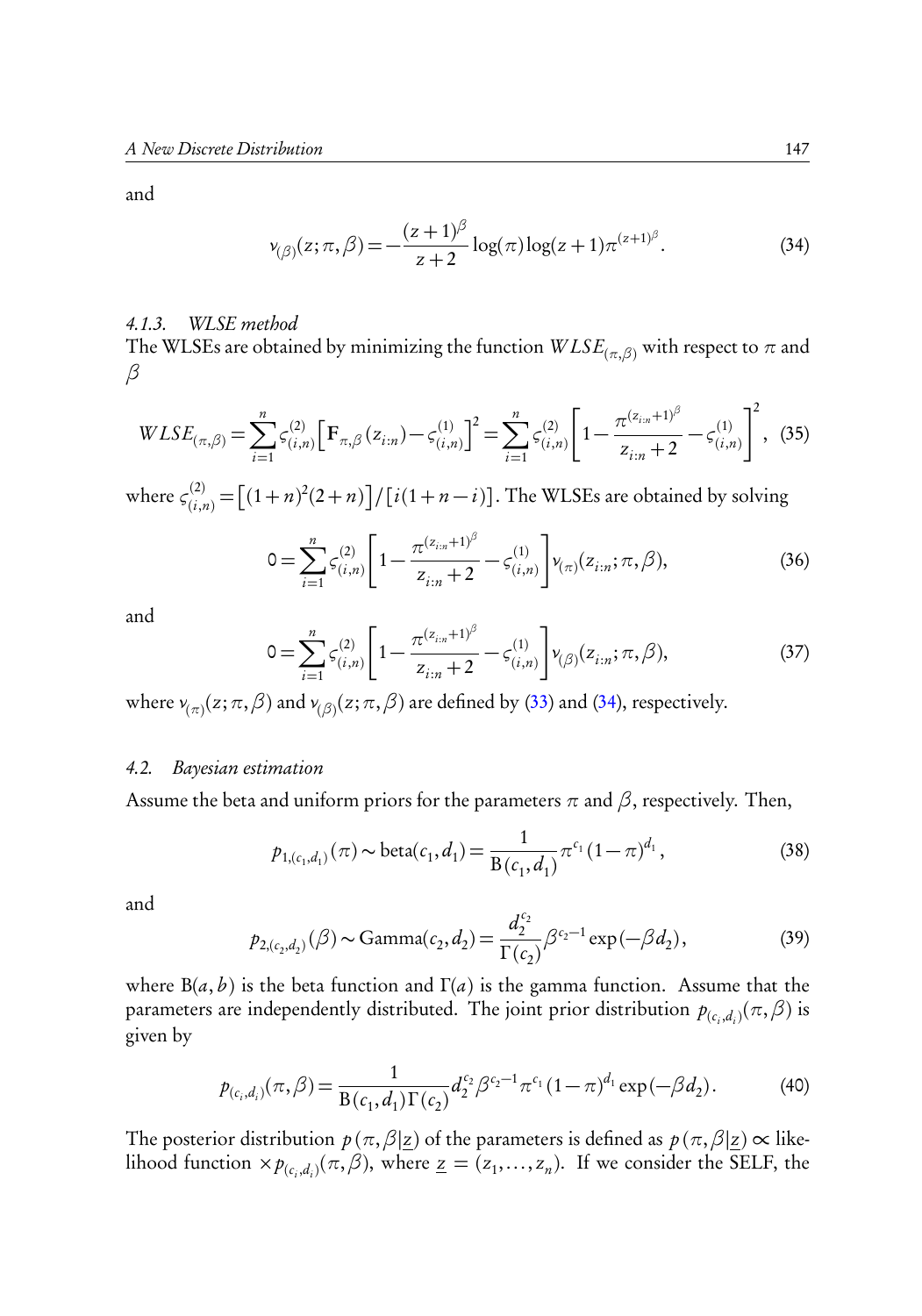and

$$\nu_{(\beta)}(z;\pi,\beta) = -\frac{(z+1)^{\beta}}{z+2}\log(\pi)\log(z+1)\pi^{(z+1)^{\beta}}. \tag{34}$$

#### 4.1.3. WLSE method

The WLSEs are obtained by minimizing the function $WLSE_{(\pi,\beta)}$ with respect to $\pi$ and $\beta$

$$WLSE_{(\pi,\beta)} = \sum_{i=1}^{n} \varsigma_{(i,n)}^{(2)} \left[ \mathbf{F}_{\pi,\beta}(z_{i:n}) - \varsigma_{(i,n)}^{(1)} \right]^2 = \sum_{i=1}^{n} \varsigma_{(i,n)}^{(2)} \left[ 1 - \frac{\pi^{(z_{i:n}+1)^{\beta}}}{z_{i:n}+2} - \varsigma_{(i,n)}^{(1)} \right]^2, \tag{35}$$

where $\varsigma_{(i,n)}^{(2)} = \left[(1+n)^2(2+n)\right]/\left[i(1+n-i)\right]$. The WLSEs are obtained by solving

$$0 = \sum_{i=1}^{n} \varsigma_{(i,n)}^{(2)} \left[ 1 - \frac{\pi^{(z_{i:n}+1)^{\beta}}}{z_{i:n}+2} - \varsigma_{(i,n)}^{(1)} \right] \nu_{(\pi)}(z_{i:n};\pi,\beta), \tag{36}$$

and

$$0 = \sum_{i=1}^{n} \varsigma_{(i,n)}^{(2)} \left[ 1 - \frac{\pi^{(z_{i:n}+1)^{\beta}}}{z_{i:n}+2} - \varsigma_{(i,n)}^{(1)} \right] \nu_{(\beta)}(z_{i:n};\pi,\beta), \tag{37}$$

where $\nu_{(\pi)}(z;\pi,\beta)$ and $\nu_{(\beta)}(z;\pi,\beta)$ are defined by (33) and (34), respectively.

### 4.2. Bayesian estimation

Assume the beta and uniform priors for the parameters $\pi$ and $\beta$, respectively. Then,

$$p_{1,(c_1,d_1)}(\pi) \sim \text{beta}(c_1,d_1) = \frac{1}{\mathrm{B}(c_1,d_1)}\pi^{c_1}(1-\pi)^{d_1}, \tag{38}$$

and

$$p_{2,(c_2,d_2)}(\beta) \sim \text{Gamma}(c_2,d_2) = \frac{d_2^{c_2}}{\Gamma(c_2)}\beta^{c_2-1}\exp(-\beta d_2), \tag{39}$$

where $\mathrm{B}(a,b)$ is the beta function and $\Gamma(a)$ is the gamma function. Assume that the parameters are independently distributed. The joint prior distribution $p_{(c_i,d_i)}(\pi,\beta)$ is given by

$$p_{(c_i,d_i)}(\pi,\beta) = \frac{1}{\mathrm{B}(c_1,d_1)\Gamma(c_2)} d_2^{c_2}\beta^{c_2-1}\pi^{c_1}(1-\pi)^{d_1}\exp(-\beta d_2). \tag{40}$$

The posterior distribution $p(\pi,\beta|\underline{z})$ of the parameters is defined as $p(\pi,\beta|\underline{z}) \propto$ likelihood function $\times p_{(c_i,d_i)}(\pi,\beta)$, where $\underline{z} = (z_1,\ldots,z_n)$. If we consider the SELF, the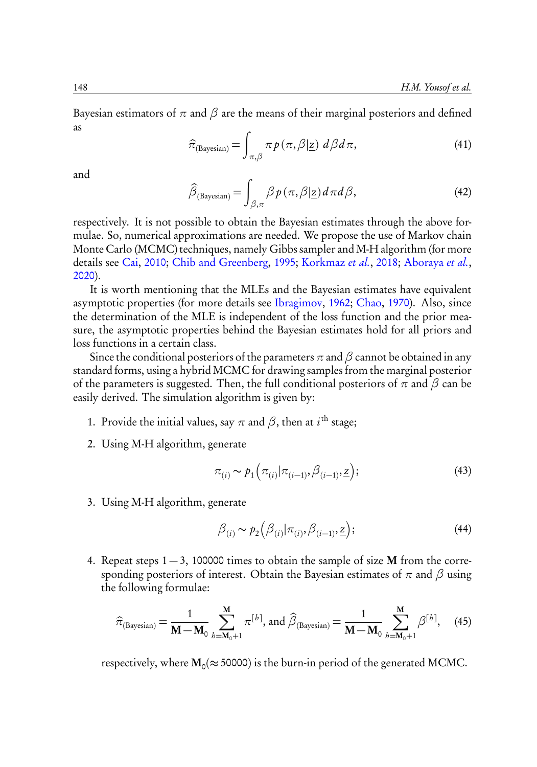Bayesian estimators of $\pi$ and $\beta$ are the means of their marginal posteriors and defined as

$$\widehat{\pi}_{\text{(Bayesian)}} = \int_{\pi,\beta} \pi \, p\left(\pi, \beta | \underline{z}\right) \, d\beta d\pi, \tag{41}$$

and

$$\widehat{\beta}_{\text{(Bayesian)}} = \int_{\beta,\pi} \beta \, p\left(\pi, \beta | \underline{z}\right) d\pi d\beta, \tag{42}$$

respectively. It is not possible to obtain the Bayesian estimates through the above formulae. So, numerical approximations are needed. We propose the use of Markov chain Monte Carlo (MCMC) techniques, namely Gibbs sampler and M-H algorithm (for more details see Cai, 2010; Chib and Greenberg, 1995; Korkmaz *et al.*, 2018; Aboraya *et al.*, 2020).

It is worth mentioning that the MLEs and the Bayesian estimates have equivalent asymptotic properties (for more details see Ibragimov, 1962; Chao, 1970). Also, since the determination of the MLE is independent of the loss function and the prior measure, the asymptotic properties behind the Bayesian estimates hold for all priors and loss functions in a certain class.

Since the conditional posteriors of the parameters $\pi$ and $\beta$ cannot be obtained in any standard forms, using a hybrid MCMC for drawing samples from the marginal posterior of the parameters is suggested. Then, the full conditional posteriors of $\pi$ and $\beta$ can be easily derived. The simulation algorithm is given by:

1. Provide the initial values, say $\pi$ and $\beta$, then at $i^{\text{th}}$ stage;
2. Using M-H algorithm, generate
$$\pi_{(i)} \sim p_1\left(\pi_{(i)} | \pi_{(i-1)}, \beta_{(i-1)}, \underline{z}\right); \tag{43}$$
3. Using M-H algorithm, generate
$$\beta_{(i)} \sim p_2\left(\beta_{(i)} | \pi_{(i)}, \beta_{(i-1)}, \underline{z}\right); \tag{44}$$
4. Repeat steps $1-3$, 100000 times to obtain the sample of size $\mathbf{M}$ from the corresponding posteriors of interest. Obtain the Bayesian estimates of $\pi$ and $\beta$ using the following formulae:
$$\widehat{\pi}_{\text{(Bayesian)}} = \frac{1}{\mathbf{M} - \mathbf{M}_0} \sum_{h=\mathbf{M}_0+1}^{\mathbf{M}} \pi^{[h]}, \text{ and } \widehat{\beta}_{\text{(Bayesian)}} = \frac{1}{\mathbf{M} - \mathbf{M}_0} \sum_{h=\mathbf{M}_0+1}^{\mathbf{M}} \beta^{[h]}, \tag{45}$$
respectively, where $\mathbf{M}_0 (\approx 50000)$ is the burn-in period of the generated MCMC.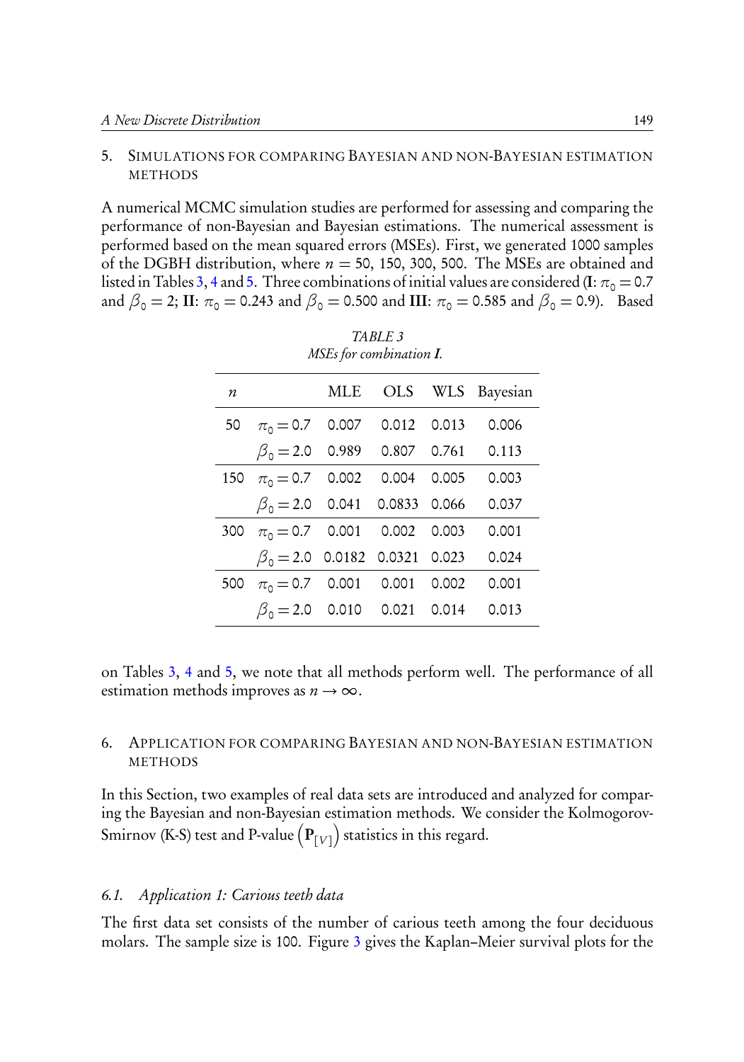## 5. Simulations for Comparing Bayesian and Non-Bayesian Estimation Methods

A numerical MCMC simulation studies are performed for assessing and comparing the performance of non-Bayesian and Bayesian estimations. The numerical assessment is performed based on the mean squared errors (MSEs). First, we generated 1000 samples of the DGBH distribution, where $n = 50, 150, 300, 500$. The MSEs are obtained and listed in Tables 3, 4 and 5. Three combinations of initial values are considered (**I**: $\pi_0 = 0.7$ and $\beta_0 = 2$; **II**: $\pi_0 = 0.243$ and $\beta_0 = 0.500$ and **III**: $\pi_0 = 0.585$ and $\beta_0 = 0.9$). Based on Tables 3, 4 and 5, we note that all methods perform well. The performance of all estimation methods improves as $n \to \infty$.

*TABLE 3*
*MSEs for combination **I**.*

| $n$ | | MLE | OLS | WLS | Bayesian |
|---|---|---|---|---|---|
| 50 | $\pi_0 = 0.7$ | 0.007 | 0.012 | 0.013 | 0.006 |
| | $\beta_0 = 2.0$ | 0.989 | 0.807 | 0.761 | 0.113 |
| 150 | $\pi_0 = 0.7$ | 0.002 | 0.004 | 0.005 | 0.003 |
| | $\beta_0 = 2.0$ | 0.041 | 0.0833 | 0.066 | 0.037 |
| 300 | $\pi_0 = 0.7$ | 0.001 | 0.002 | 0.003 | 0.001 |
| | $\beta_0 = 2.0$ | 0.0182 | 0.0321 | 0.023 | 0.024 |
| 500 | $\pi_0 = 0.7$ | 0.001 | 0.001 | 0.002 | 0.001 |
| | $\beta_0 = 2.0$ | 0.010 | 0.021 | 0.014 | 0.013 |

## 6. Application for Comparing Bayesian and Non-Bayesian Estimation Methods

In this Section, two examples of real data sets are introduced and analyzed for comparing the Bayesian and non-Bayesian estimation methods. We consider the Kolmogorov-Smirnov (K-S) test and P-value $\left(\mathbf{P}_{[V]}\right)$ statistics in this regard.

### *6.1. Application 1: Carious teeth data*

The first data set consists of the number of carious teeth among the four deciduous molars. The sample size is 100. Figure 3 gives the Kaplan–Meier survival plots for the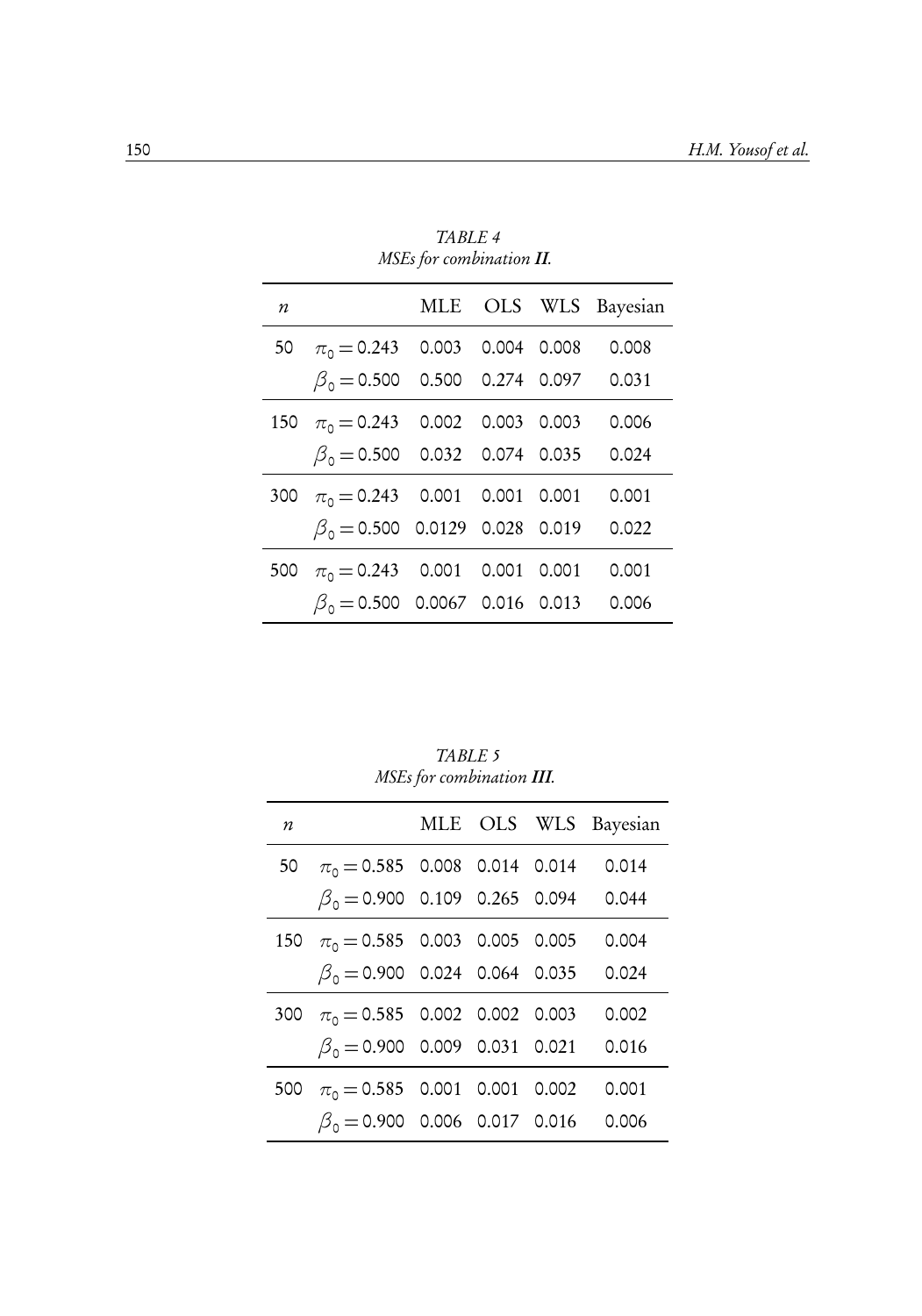*TABLE 4*
*MSEs for combination **II**.*

| $n$ | | MLE | OLS | WLS | Bayesian |
|---|---|---|---|---|---|
| 50 | $\pi_0 = 0.243$ | 0.003 | 0.004 | 0.008 | 0.008 |
| | $\beta_0 = 0.500$ | 0.500 | 0.274 | 0.097 | 0.031 |
| 150 | $\pi_0 = 0.243$ | 0.002 | 0.003 | 0.003 | 0.006 |
| | $\beta_0 = 0.500$ | 0.032 | 0.074 | 0.035 | 0.024 |
| 300 | $\pi_0 = 0.243$ | 0.001 | 0.001 | 0.001 | 0.001 |
| | $\beta_0 = 0.500$ | 0.0129 | 0.028 | 0.019 | 0.022 |
| 500 | $\pi_0 = 0.243$ | 0.001 | 0.001 | 0.001 | 0.001 |
| | $\beta_0 = 0.500$ | 0.0067 | 0.016 | 0.013 | 0.006 |

*TABLE 5*
*MSEs for combination **III**.*

| $n$ | | MLE | OLS | WLS | Bayesian |
|---|---|---|---|---|---|
| 50 | $\pi_0 = 0.585$ | 0.008 | 0.014 | 0.014 | 0.014 |
| | $\beta_0 = 0.900$ | 0.109 | 0.265 | 0.094 | 0.044 |
| 150 | $\pi_0 = 0.585$ | 0.003 | 0.005 | 0.005 | 0.004 |
| | $\beta_0 = 0.900$ | 0.024 | 0.064 | 0.035 | 0.024 |
| 300 | $\pi_0 = 0.585$ | 0.002 | 0.002 | 0.003 | 0.002 |
| | $\beta_0 = 0.900$ | 0.009 | 0.031 | 0.021 | 0.016 |
| 500 | $\pi_0 = 0.585$ | 0.001 | 0.001 | 0.002 | 0.001 |
| | $\beta_0 = 0.900$ | 0.006 | 0.017 | 0.016 | 0.006 |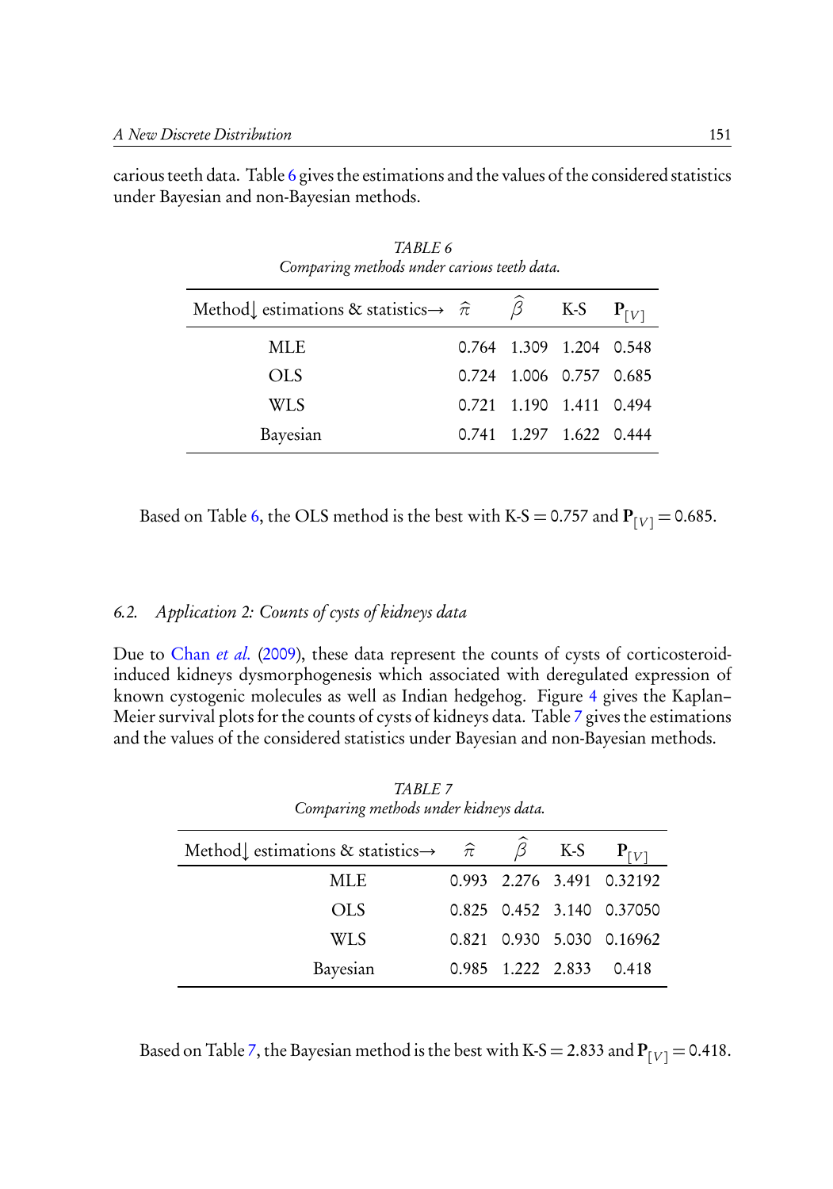carious teeth data. Table 6 gives the estimations and the values of the considered statistics under Bayesian and non-Bayesian methods.

*TABLE 6*
*Comparing methods under carious teeth data.*

| Method↓ estimations & statistics→ | $\widehat{\pi}$ | $\widehat{\beta}$ | K-S | $\mathbf{P}_{[V]}$ |
|---|---|---|---|---|
| MLE | 0.764 | 1.309 | 1.204 | 0.548 |
| OLS | 0.724 | 1.006 | 0.757 | 0.685 |
| WLS | 0.721 | 1.190 | 1.411 | 0.494 |
| Bayesian | 0.741 | 1.297 | 1.622 | 0.444 |

Based on Table 6, the OLS method is the best with K-S = 0.757 and $\mathbf{P}_{[V]} = 0.685$.

### 6.2. *Application 2: Counts of cysts of kidneys data*

Due to Chan *et al.* (2009), these data represent the counts of cysts of corticosteroid-induced kidneys dysmorphogenesis which associated with deregulated expression of known cystogenic molecules as well as Indian hedgehog. Figure 4 gives the Kaplan–Meier survival plots for the counts of cysts of kidneys data. Table 7 gives the estimations and the values of the considered statistics under Bayesian and non-Bayesian methods.

*TABLE 7*
*Comparing methods under kidneys data.*

| Method↓ estimations & statistics→ | $\widehat{\pi}$ | $\widehat{\beta}$ | K-S | $\mathbf{P}_{[V]}$ |
|---|---|---|---|---|
| MLE | 0.993 | 2.276 | 3.491 | 0.32192 |
| OLS | 0.825 | 0.452 | 3.140 | 0.37050 |
| WLS | 0.821 | 0.930 | 5.030 | 0.16962 |
| Bayesian | 0.985 | 1.222 | 2.833 | 0.418 |

Based on Table 7, the Bayesian method is the best with K-S = 2.833 and $\mathbf{P}_{[V]} = 0.418$.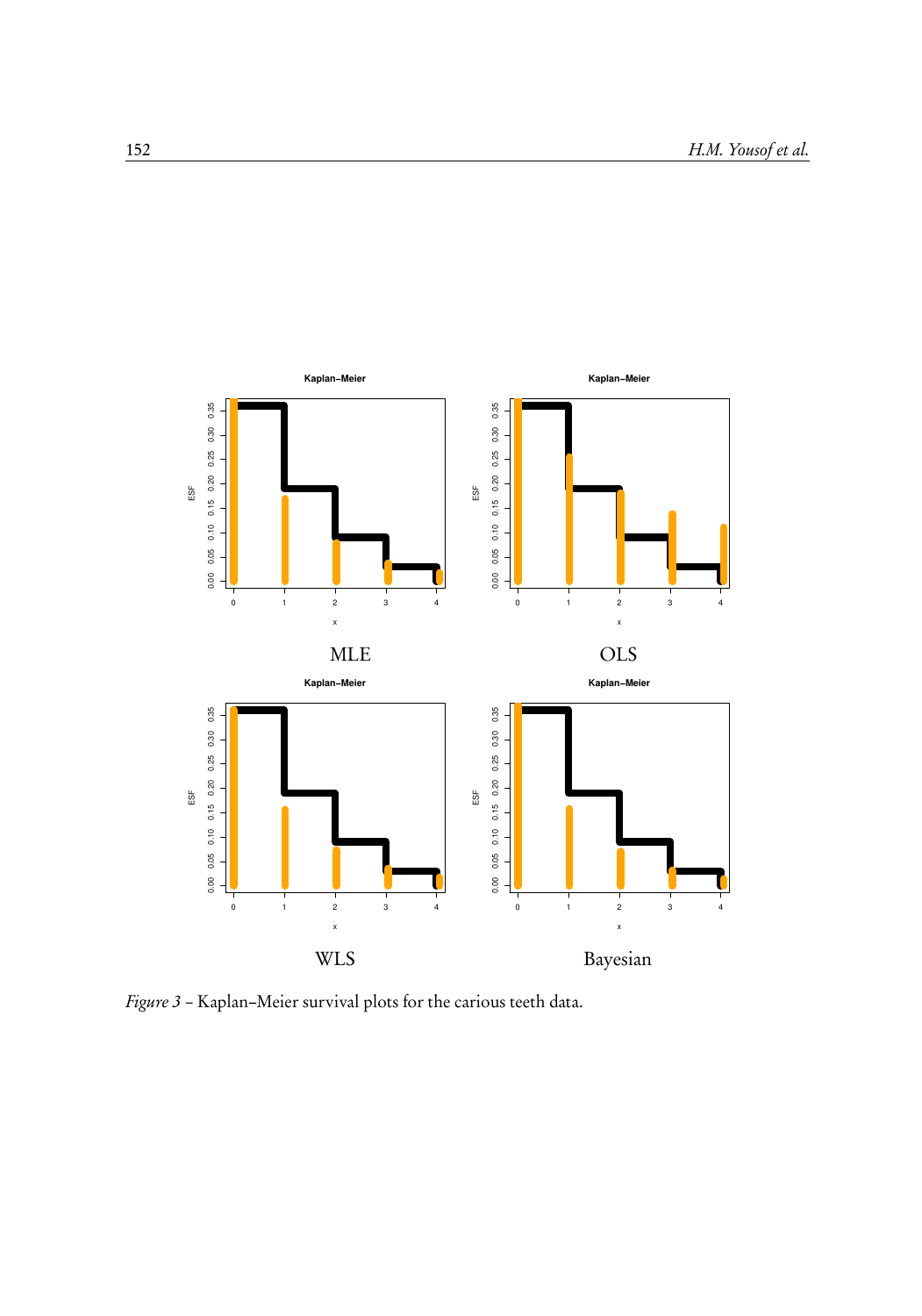*Figure 3* – Kaplan–Meier survival plots for the carious teeth data.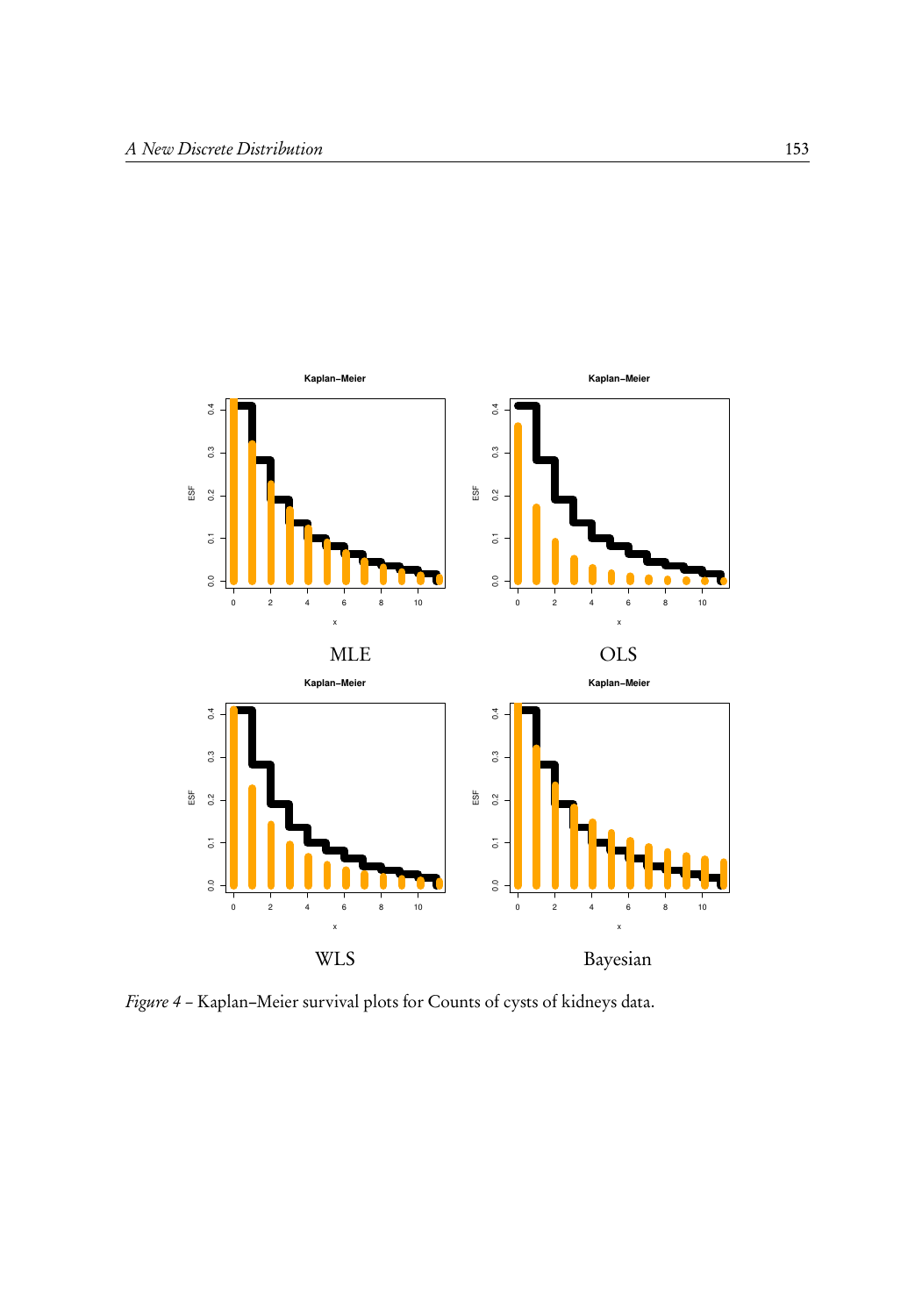Kaplan–Meier

MLE

Kaplan–Meier

OLS

Kaplan–Meier

WLS

Kaplan–Meier

Bayesian

*Figure 4* – Kaplan–Meier survival plots for Counts of cysts of kidneys data.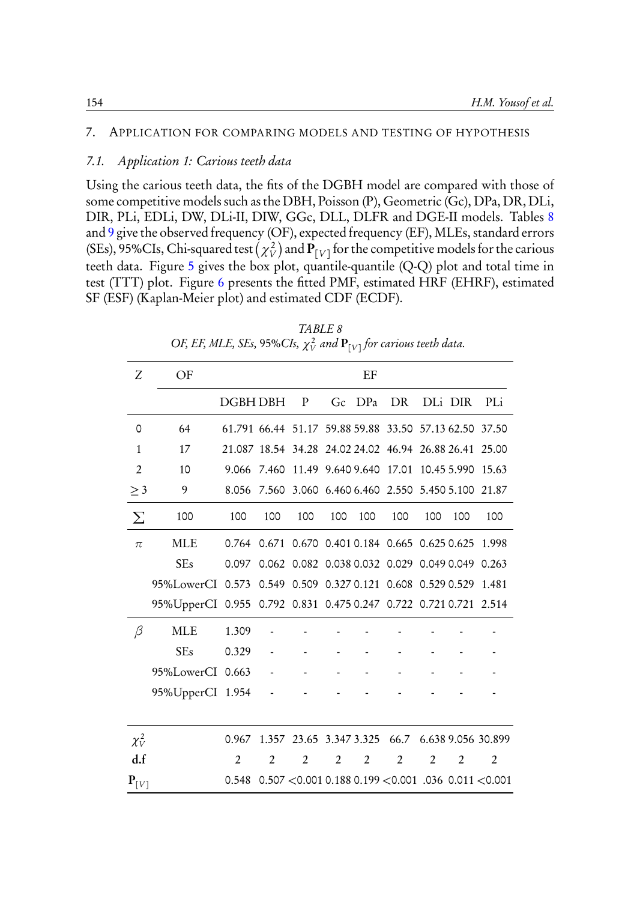## 7. Application for comparing models and testing of hypothesis

### 7.1. Application 1: Carious teeth data

Using the carious teeth data, the fits of the DGBH model are compared with those of some competitive models such as the DBH, Poisson (P), Geometric (Gc), DPa, DR, DLi, DIR, PLi, EDLi, DW, DLi-II, DIW, GGc, DLL, DLFR and DGE-II models. Tables 8 and 9 give the observed frequency (OF), expected frequency (EF), MLEs, standard errors (SEs), 95%CIs, Chi-squared test $(\chi^2_V)$ and $\mathbf{P}_{[V]}$ for the competitive models for the carious teeth data. Figure 5 gives the box plot, quantile-quantile (Q-Q) plot and total time in test (TTT) plot. Figure 6 presents the fitted PMF, estimated HRF (EHRF), estimated SF (ESF) (Kaplan-Meier plot) and estimated CDF (ECDF).

*TABLE 8*
*OF, EF, MLE, SEs, 95%CIs, $\chi^2_V$ and $\mathbf{P}_{[V]}$ for carious teeth data.*

| Z | OF | EF | | | | | | | | |
|---|---|---|---|---|---|---|---|---|---|---|
| | | DGBH | DBH | P | Gc | DPa | DR | DLi | DIR | PLi |
| 0 | 64 | 61.791 | 66.44 | 51.17 | 59.88 | 59.88 | 33.50 | 57.13 | 62.50 | 37.50 |
| 1 | 17 | 21.087 | 18.54 | 34.28 | 24.02 | 24.02 | 46.94 | 26.88 | 26.41 | 25.00 |
| 2 | 10 | 9.066 | 7.460 | 11.49 | 9.640 | 9.640 | 17.01 | 10.45 | 5.990 | 15.63 |
| $\geq 3$ | 9 | 8.056 | 7.560 | 3.060 | 6.460 | 6.460 | 2.550 | 5.450 | 5.100 | 21.87 |
| $\sum$ | 100 | 100 | 100 | 100 | 100 | 100 | 100 | 100 | 100 | 100 |
| $\pi$ | MLE | 0.764 | 0.671 | 0.670 | 0.401 | 0.184 | 0.665 | 0.625 | 0.625 | 1.998 |
| | SEs | 0.097 | 0.062 | 0.082 | 0.038 | 0.032 | 0.029 | 0.049 | 0.049 | 0.263 |
| | 95%LowerCI | 0.573 | 0.549 | 0.509 | 0.327 | 0.121 | 0.608 | 0.529 | 0.529 | 1.481 |
| | 95%UpperCI | 0.955 | 0.792 | 0.831 | 0.475 | 0.247 | 0.722 | 0.721 | 0.721 | 2.514 |
| $\beta$ | MLE | 1.309 | - | - | - | - | - | - | - | - |
| | SEs | 0.329 | - | - | - | - | - | - | - | - |
| | 95%LowerCI | 0.663 | - | - | - | - | - | - | - | - |
| | 95%UpperCI | 1.954 | - | - | - | - | - | - | - | - |
| $\chi^2_V$ | | 0.967 | 1.357 | 23.65 | 3.347 | 3.325 | 66.7 | 6.638 | 9.056 | 30.899 |
| d.f | | 2 | 2 | 2 | 2 | 2 | 2 | 2 | 2 | 2 |
| $\mathbf{P}_{[V]}$ | | 0.548 | 0.507 | <0.001 | 0.188 | 0.199 | <0.001 | .036 | 0.011 | <0.001 |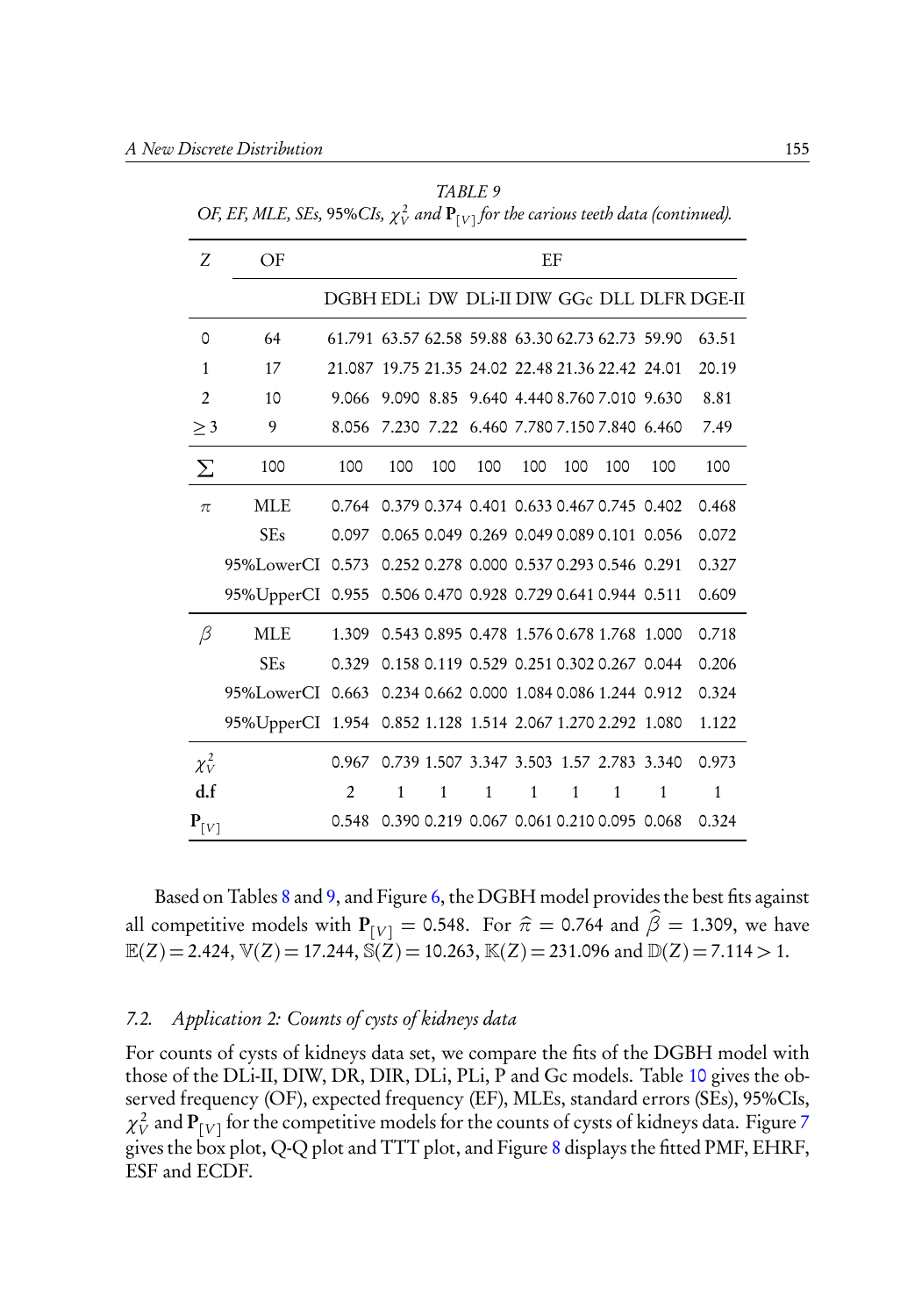*TABLE 9*
*OF, EF, MLE, SEs, 95%CIs, $\chi^2_V$ and $\mathbf{P}_{[V]}$ for the carious teeth data (continued).*

| Z | OF | EF | | | | | | | | |
|---|---|---|---|---|---|---|---|---|---|---|
| | | DGBH | EDLi | DW | DLi-II | DIW | GGc | DLL | DLFR | DGE-II |
| 0 | 64 | 61.791 | 63.57 | 62.58 | 59.88 | 63.30 | 62.73 | 62.73 | 59.90 | 63.51 |
| 1 | 17 | 21.087 | 19.75 | 21.35 | 24.02 | 22.48 | 21.36 | 22.42 | 24.01 | 20.19 |
| 2 | 10 | 9.066 | 9.090 | 8.85 | 9.640 | 4.440 | 8.760 | 7.010 | 9.630 | 8.81 |
| $\geq 3$ | 9 | 8.056 | 7.230 | 7.22 | 6.460 | 7.780 | 7.150 | 7.840 | 6.460 | 7.49 |
| $\sum$ | 100 | 100 | 100 | 100 | 100 | 100 | 100 | 100 | 100 | 100 |
| $\pi$ | MLE | 0.764 | 0.379 | 0.374 | 0.401 | 0.633 | 0.467 | 0.745 | 0.402 | 0.468 |
| | SEs | 0.097 | 0.065 | 0.049 | 0.269 | 0.049 | 0.089 | 0.101 | 0.056 | 0.072 |
| | 95%LowerCI | 0.573 | 0.252 | 0.278 | 0.000 | 0.537 | 0.293 | 0.546 | 0.291 | 0.327 |
| | 95%UpperCI | 0.955 | 0.506 | 0.470 | 0.928 | 0.729 | 0.641 | 0.944 | 0.511 | 0.609 |
| $\beta$ | MLE | 1.309 | 0.543 | 0.895 | 0.478 | 1.576 | 0.678 | 1.768 | 1.000 | 0.718 |
| | SEs | 0.329 | 0.158 | 0.119 | 0.529 | 0.251 | 0.302 | 0.267 | 0.044 | 0.206 |
| | 95%LowerCI | 0.663 | 0.234 | 0.662 | 0.000 | 1.084 | 0.086 | 1.244 | 0.912 | 0.324 |
| | 95%UpperCI | 1.954 | 0.852 | 1.128 | 1.514 | 2.067 | 1.270 | 2.292 | 1.080 | 1.122 |
| $\chi^2_V$ | | 0.967 | 0.739 | 1.507 | 3.347 | 3.503 | 1.57 | 2.783 | 3.340 | 0.973 |
| **d.f** | | 2 | 1 | 1 | 1 | 1 | 1 | 1 | 1 | 1 |
| $\mathbf{P}_{[V]}$ | | 0.548 | 0.390 | 0.219 | 0.067 | 0.061 | 0.210 | 0.095 | 0.068 | 0.324 |

Based on Tables 8 and 9, and Figure 6, the DGBH model provides the best fits against all competitive models with $\mathbf{P}_{[V]} = 0.548$. For $\widehat{\pi} = 0.764$ and $\widehat{\beta} = 1.309$, we have $\mathbb{E}(Z) = 2.424$, $\mathbb{V}(Z) = 17.244$, $\mathbb{S}(Z) = 10.263$, $\mathbb{K}(Z) = 231.096$ and $\mathbb{D}(Z) = 7.114 > 1$.

### 7.2. *Application 2: Counts of cysts of kidneys data*

For counts of cysts of kidneys data set, we compare the fits of the DGBH model with those of the DLi-II, DIW, DR, DIR, DLi, PLi, P and Gc models. Table 10 gives the observed frequency (OF), expected frequency (EF), MLEs, standard errors (SEs), 95%CIs, $\chi^2_V$ and $\mathbf{P}_{[V]}$ for the competitive models for the counts of cysts of kidneys data. Figure 7 gives the box plot, Q-Q plot and TTT plot, and Figure 8 displays the fitted PMF, EHRF, ESF and ECDF.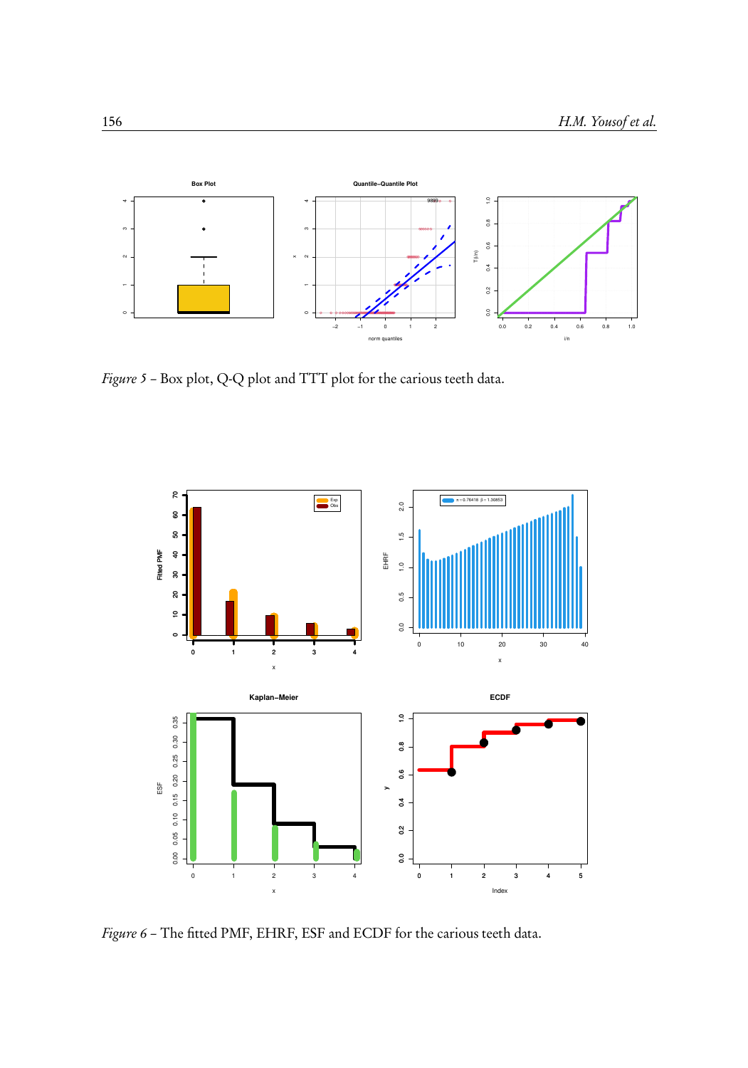*Figure 5* – Box plot, Q-Q plot and TTT plot for the carious teeth data.

*Figure 6* – The fitted PMF, EHRF, ESF and ECDF for the carious teeth data.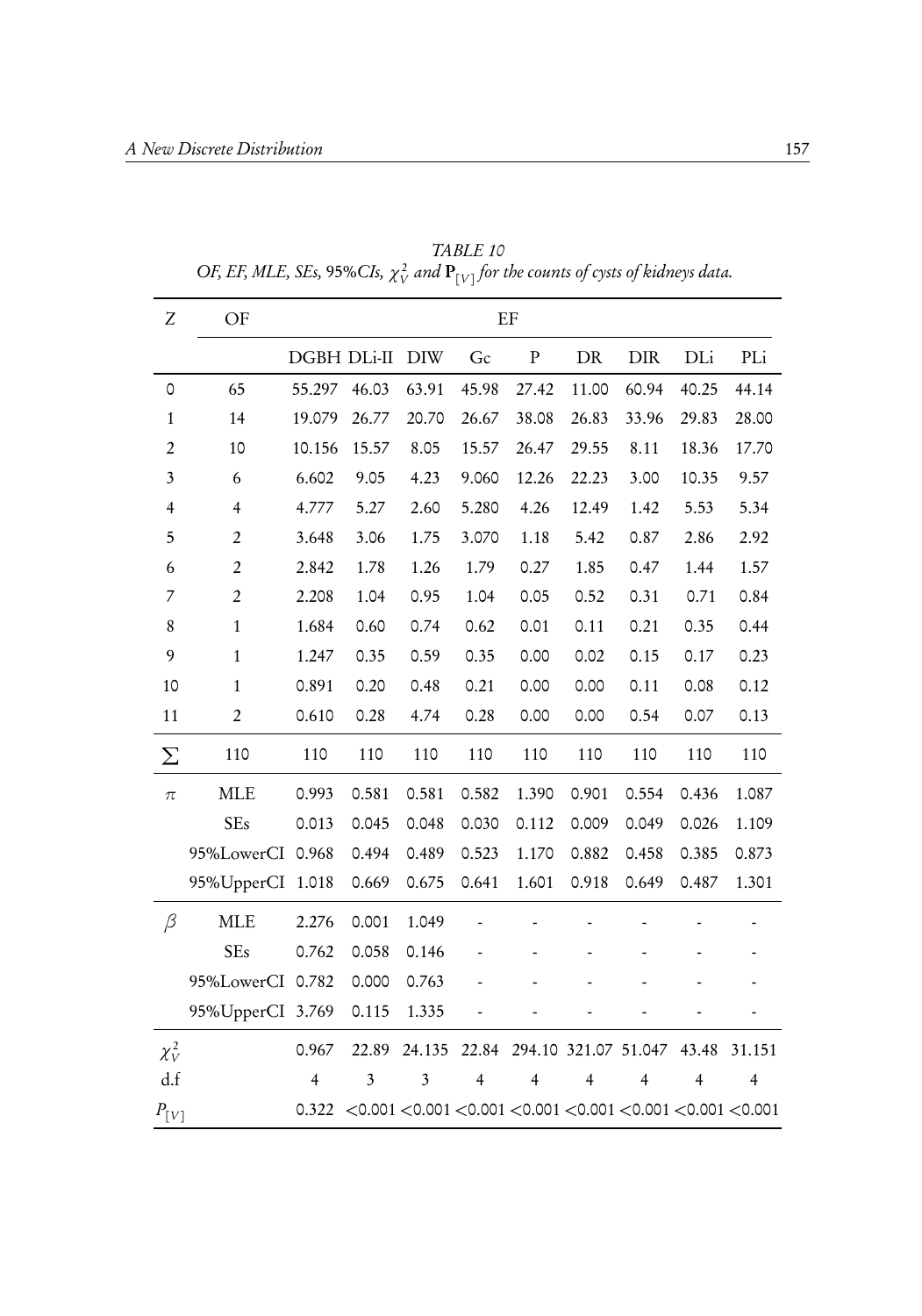*TABLE 10*
*OF, EF, MLE, SEs,* 95%*CIs,* $\chi^2_V$ *and* $\mathbf{P}_{[V]}$ *for the counts of cysts of kidneys data.*

| Z | OF | EF | | | | | | | | |
|---|---|---|---|---|---|---|---|---|---|---|
| | | DGBH | DLi-II | DIW | Gc | P | DR | DIR | DLi | PLi |
| 0 | 65 | 55.297 | 46.03 | 63.91 | 45.98 | 27.42 | 11.00 | 60.94 | 40.25 | 44.14 |
| 1 | 14 | 19.079 | 26.77 | 20.70 | 26.67 | 38.08 | 26.83 | 33.96 | 29.83 | 28.00 |
| 2 | 10 | 10.156 | 15.57 | 8.05 | 15.57 | 26.47 | 29.55 | 8.11 | 18.36 | 17.70 |
| 3 | 6 | 6.602 | 9.05 | 4.23 | 9.060 | 12.26 | 22.23 | 3.00 | 10.35 | 9.57 |
| 4 | 4 | 4.777 | 5.27 | 2.60 | 5.280 | 4.26 | 12.49 | 1.42 | 5.53 | 5.34 |
| 5 | 2 | 3.648 | 3.06 | 1.75 | 3.070 | 1.18 | 5.42 | 0.87 | 2.86 | 2.92 |
| 6 | 2 | 2.842 | 1.78 | 1.26 | 1.79 | 0.27 | 1.85 | 0.47 | 1.44 | 1.57 |
| 7 | 2 | 2.208 | 1.04 | 0.95 | 1.04 | 0.05 | 0.52 | 0.31 | 0.71 | 0.84 |
| 8 | 1 | 1.684 | 0.60 | 0.74 | 0.62 | 0.01 | 0.11 | 0.21 | 0.35 | 0.44 |
| 9 | 1 | 1.247 | 0.35 | 0.59 | 0.35 | 0.00 | 0.02 | 0.15 | 0.17 | 0.23 |
| 10 | 1 | 0.891 | 0.20 | 0.48 | 0.21 | 0.00 | 0.00 | 0.11 | 0.08 | 0.12 |
| 11 | 2 | 0.610 | 0.28 | 4.74 | 0.28 | 0.00 | 0.00 | 0.54 | 0.07 | 0.13 |
| $\sum$ | 110 | 110 | 110 | 110 | 110 | 110 | 110 | 110 | 110 | 110 |
| $\pi$ | MLE | 0.993 | 0.581 | 0.581 | 0.582 | 1.390 | 0.901 | 0.554 | 0.436 | 1.087 |
| | SEs | 0.013 | 0.045 | 0.048 | 0.030 | 0.112 | 0.009 | 0.049 | 0.026 | 1.109 |
| | 95%LowerCI | 0.968 | 0.494 | 0.489 | 0.523 | 1.170 | 0.882 | 0.458 | 0.385 | 0.873 |
| | 95%UpperCI | 1.018 | 0.669 | 0.675 | 0.641 | 1.601 | 0.918 | 0.649 | 0.487 | 1.301 |
| $\beta$ | MLE | 2.276 | 0.001 | 1.049 | - | - | - | - | - | - |
| | SEs | 0.762 | 0.058 | 0.146 | - | - | - | - | - | - |
| | 95%LowerCI | 0.782 | 0.000 | 0.763 | - | - | - | - | - | - |
| | 95%UpperCI | 3.769 | 0.115 | 1.335 | - | - | - | - | - | - |
| $\chi^2_V$ | | 0.967 | 22.89 | 24.135 | 22.84 | 294.10 | 321.07 | 51.047 | 43.48 | 31.151 |
| d.f | | 4 | 3 | 3 | 4 | 4 | 4 | 4 | 4 | 4 |
| $P_{[V]}$ | | 0.322 | <0.001 | <0.001 | <0.001 | <0.001 | <0.001 | <0.001 | <0.001 | <0.001 |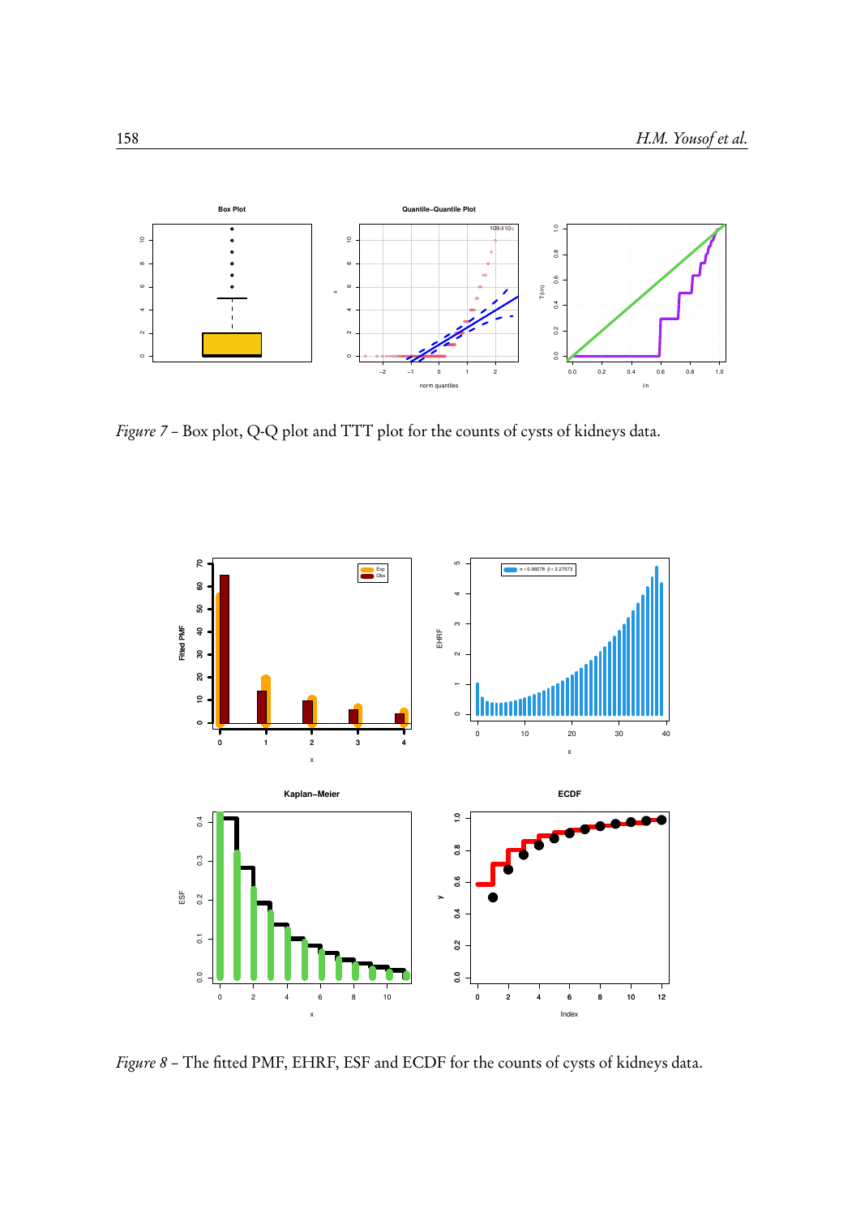*Figure 7* – Box plot, Q-Q plot and TTT plot for the counts of cysts of kidneys data.

*Figure 8* – The fitted PMF, EHRF, ESF and ECDF for the counts of cysts of kidneys data.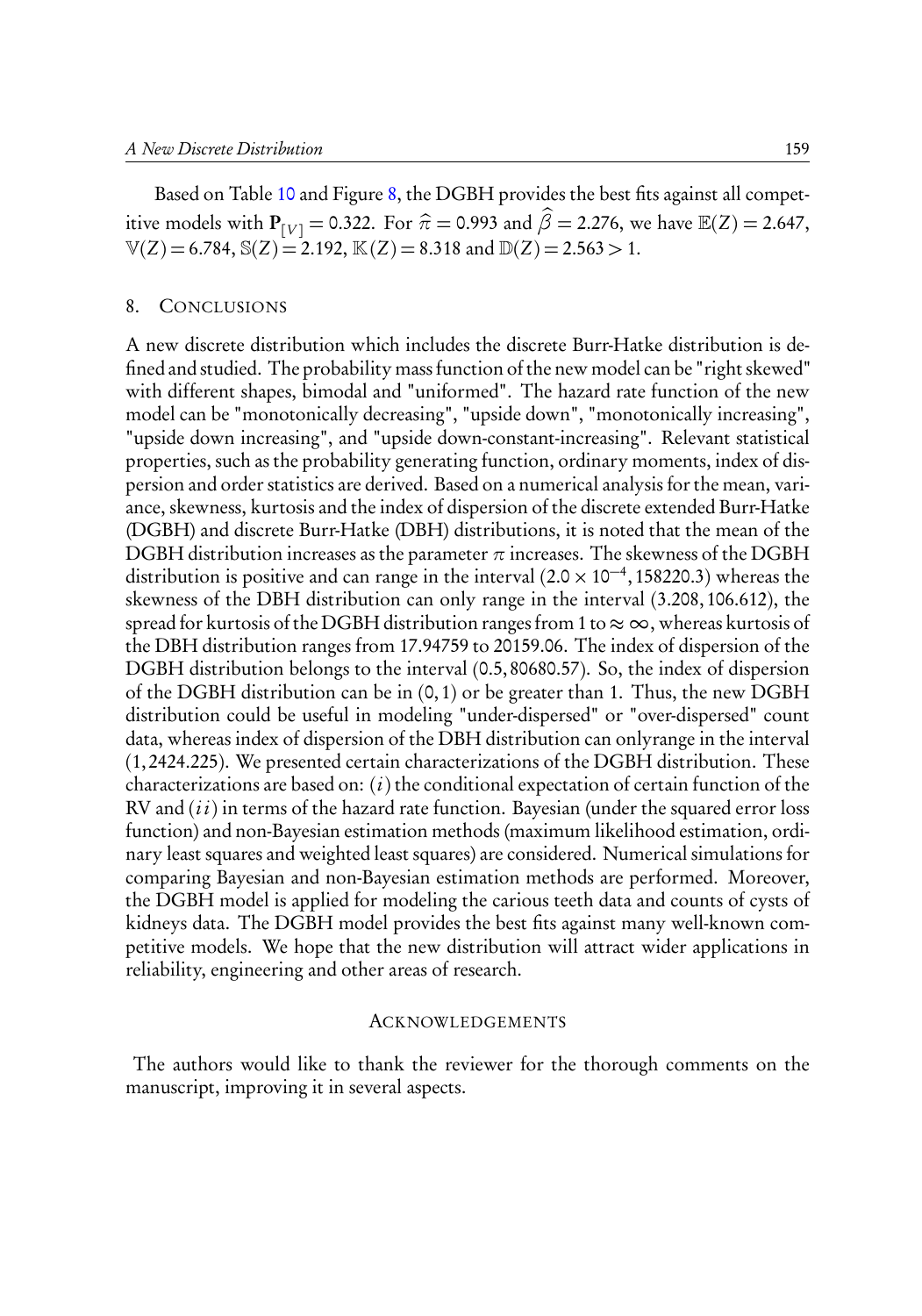Based on Table 10 and Figure 8, the DGBH provides the best fits against all competitive models with $\mathbf{P}_{[V]} = 0.322$. For $\widehat{\pi} = 0.993$ and $\widehat{\beta} = 2.276$, we have $\mathbb{E}(Z) = 2.647$, $\mathbb{V}(Z) = 6.784$, $\mathbb{S}(Z) = 2.192$, $\mathbb{K}(Z) = 8.318$ and $\mathbb{D}(Z) = 2.563 > 1$.

## 8. Conclusions

A new discrete distribution which includes the discrete Burr-Hatke distribution is defined and studied. The probability mass function of the new model can be "right skewed" with different shapes, bimodal and "uniformed". The hazard rate function of the new model can be "monotonically decreasing", "upside down", "monotonically increasing", "upside down increasing", and "upside down-constant-increasing". Relevant statistical properties, such as the probability generating function, ordinary moments, index of dispersion and order statistics are derived. Based on a numerical analysis for the mean, variance, skewness, kurtosis and the index of dispersion of the discrete extended Burr-Hatke (DGBH) and discrete Burr-Hatke (DBH) distributions, it is noted that the mean of the DGBH distribution increases as the parameter $\pi$ increases. The skewness of the DGBH distribution is positive and can range in the interval $(2.0 \times 10^{-4}, 158220.3)$ whereas the skewness of the DBH distribution can only range in the interval $(3.208, 106.612)$, the spread for kurtosis of the DGBH distribution ranges from 1 to $\approx \infty$, whereas kurtosis of the DBH distribution ranges from 17.94759 to 20159.06. The index of dispersion of the DGBH distribution belongs to the interval $(0.5, 80680.57)$. So, the index of dispersion of the DGBH distribution can be in $(0, 1)$ or be greater than 1. Thus, the new DGBH distribution could be useful in modeling "under-dispersed" or "over-dispersed" count data, whereas index of dispersion of the DBH distribution can onlyrange in the interval $(1, 2424.225)$. We presented certain characterizations of the DGBH distribution. These characterizations are based on: $(i)$ the conditional expectation of certain function of the RV and $(ii)$ in terms of the hazard rate function. Bayesian (under the squared error loss function) and non-Bayesian estimation methods (maximum likelihood estimation, ordinary least squares and weighted least squares) are considered. Numerical simulations for comparing Bayesian and non-Bayesian estimation methods are performed. Moreover, the DGBH model is applied for modeling the carious teeth data and counts of cysts of kidneys data. The DGBH model provides the best fits against many well-known competitive models. We hope that the new distribution will attract wider applications in reliability, engineering and other areas of research.

## Acknowledgements

The authors would like to thank the reviewer for the thorough comments on the manuscript, improving it in several aspects.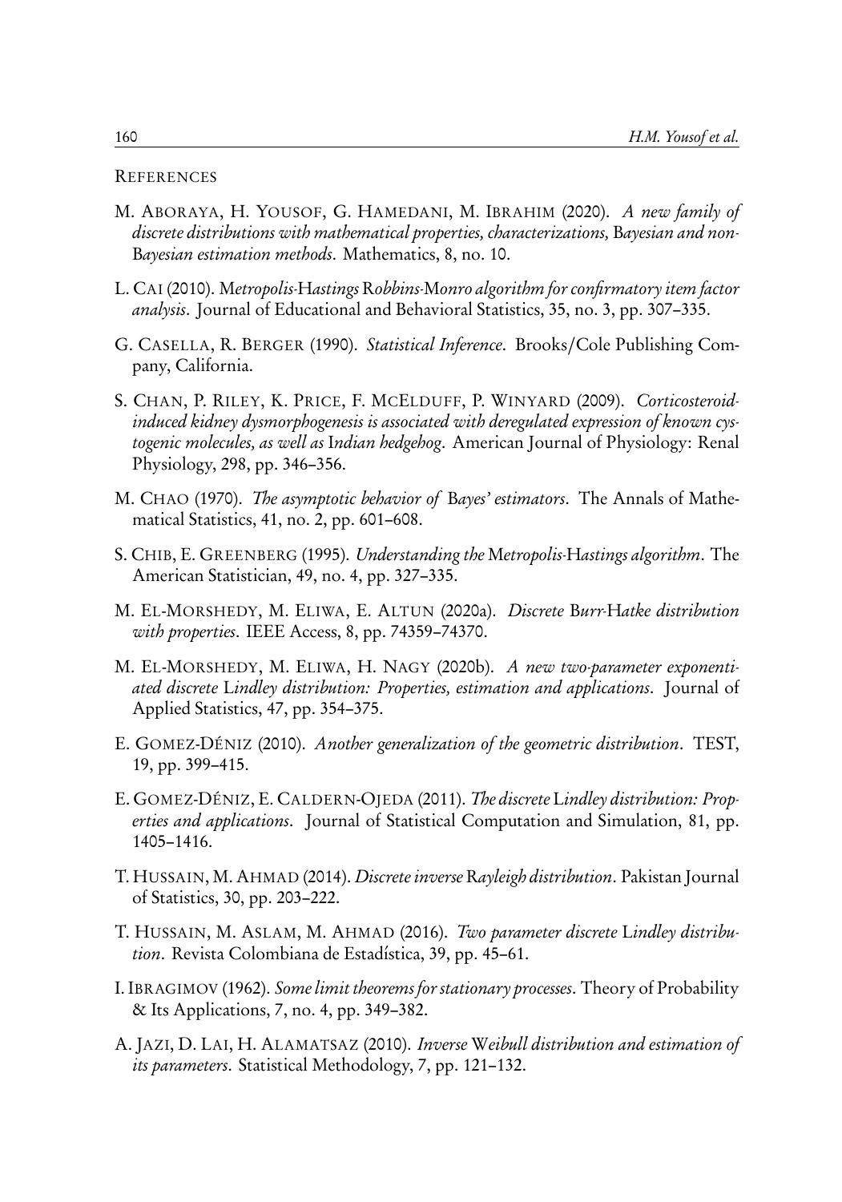REFERENCES

M. ABORAYA, H. YOUSOF, G. HAMEDANI, M. IBRAHIM (2020). *A new family of discrete distributions with mathematical properties, characterizations, Bayesian and non-Bayesian estimation methods*. Mathematics, 8, no. 10.

L. CAI (2010). *Metropolis-Hastings Robbins-Monro algorithm for confirmatory item factor analysis*. Journal of Educational and Behavioral Statistics, 35, no. 3, pp. 307–335.

G. CASELLA, R. BERGER (1990). *Statistical Inference*. Brooks/Cole Publishing Company, California.

S. CHAN, P. RILEY, K. PRICE, F. MCELDUFF, P. WINYARD (2009). *Corticosteroid-induced kidney dysmorphogenesis is associated with deregulated expression of known cystogenic molecules, as well as Indian hedgehog*. American Journal of Physiology: Renal Physiology, 298, pp. 346–356.

M. CHAO (1970). *The asymptotic behavior of Bayes' estimators*. The Annals of Mathematical Statistics, 41, no. 2, pp. 601–608.

S. CHIB, E. GREENBERG (1995). *Understanding the Metropolis-Hastings algorithm*. The American Statistician, 49, no. 4, pp. 327–335.

M. EL-MORSHEDY, M. ELIWA, E. ALTUN (2020a). *Discrete Burr-Hatke distribution with properties*. IEEE Access, 8, pp. 74359–74370.

M. EL-MORSHEDY, M. ELIWA, H. NAGY (2020b). *A new two-parameter exponentiated discrete Lindley distribution: Properties, estimation and applications*. Journal of Applied Statistics, 47, pp. 354–375.

E. GOMEZ-DÉNIZ (2010). *Another generalization of the geometric distribution*. TEST, 19, pp. 399–415.

E. GOMEZ-DÉNIZ, E. CALDERN-OJEDA (2011). *The discrete Lindley distribution: Properties and applications*. Journal of Statistical Computation and Simulation, 81, pp. 1405–1416.

T. HUSSAIN, M. AHMAD (2014). *Discrete inverse Rayleigh distribution*. Pakistan Journal of Statistics, 30, pp. 203–222.

T. HUSSAIN, M. ASLAM, M. AHMAD (2016). *Two parameter discrete Lindley distribution*. Revista Colombiana de Estadística, 39, pp. 45–61.

I. IBRAGIMOV (1962). *Some limit theorems for stationary processes*. Theory of Probability & Its Applications, 7, no. 4, pp. 349–382.

A. JAZI, D. LAI, H. ALAMATSAZ (2010). *Inverse Weibull distribution and estimation of its parameters*. Statistical Methodology, 7, pp. 121–132.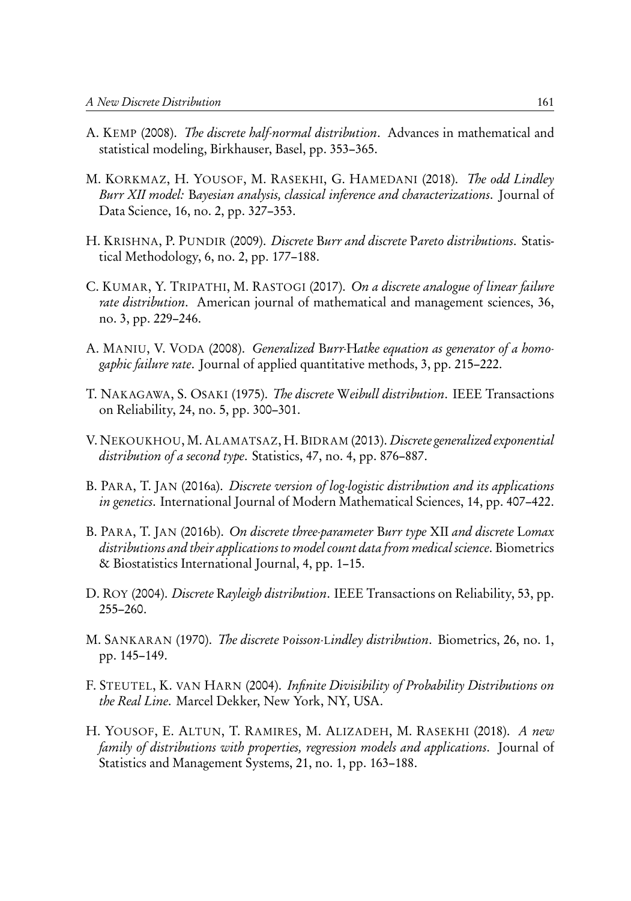A. KEMP (2008). *The discrete half-normal distribution*. Advances in mathematical and statistical modeling, Birkhauser, Basel, pp. 353–365.

M. KORKMAZ, H. YOUSOF, M. RASEKHI, G. HAMEDANI (2018). *The odd Lindley Burr XII model: Bayesian analysis, classical inference and characterizations*. Journal of Data Science, 16, no. 2, pp. 327–353.

H. KRISHNA, P. PUNDIR (2009). *Discrete Burr and discrete Pareto distributions*. Statistical Methodology, 6, no. 2, pp. 177–188.

C. KUMAR, Y. TRIPATHI, M. RASTOGI (2017). *On a discrete analogue of linear failure rate distribution*. American journal of mathematical and management sciences, 36, no. 3, pp. 229–246.

A. MANIU, V. VODA (2008). *Generalized Burr-Hatke equation as generator of a homogaphic failure rate*. Journal of applied quantitative methods, 3, pp. 215–222.

T. NAKAGAWA, S. OSAKI (1975). *The discrete Weibull distribution*. IEEE Transactions on Reliability, 24, no. 5, pp. 300–301.

V. NEKOUKHOU, M. ALAMATSAZ, H. BIDRAM (2013). *Discrete generalized exponential distribution of a second type*. Statistics, 47, no. 4, pp. 876–887.

B. PARA, T. JAN (2016a). *Discrete version of log-logistic distribution and its applications in genetics*. International Journal of Modern Mathematical Sciences, 14, pp. 407–422.

B. PARA, T. JAN (2016b). *On discrete three-parameter Burr type XII and discrete Lomax distributions and their applications to model count data from medical science*. Biometrics & Biostatistics International Journal, 4, pp. 1–15.

D. ROY (2004). *Discrete Rayleigh distribution*. IEEE Transactions on Reliability, 53, pp. 255–260.

M. SANKARAN (1970). *The discrete Poisson-Lindley distribution*. Biometrics, 26, no. 1, pp. 145–149.

F. STEUTEL, K. VAN HARN (2004). *Infinite Divisibility of Probability Distributions on the Real Line*. Marcel Dekker, New York, NY, USA.

H. YOUSOF, E. ALTUN, T. RAMIRES, M. ALIZADEH, M. RASEKHI (2018). *A new family of distributions with properties, regression models and applications*. Journal of Statistics and Management Systems, 21, no. 1, pp. 163–188.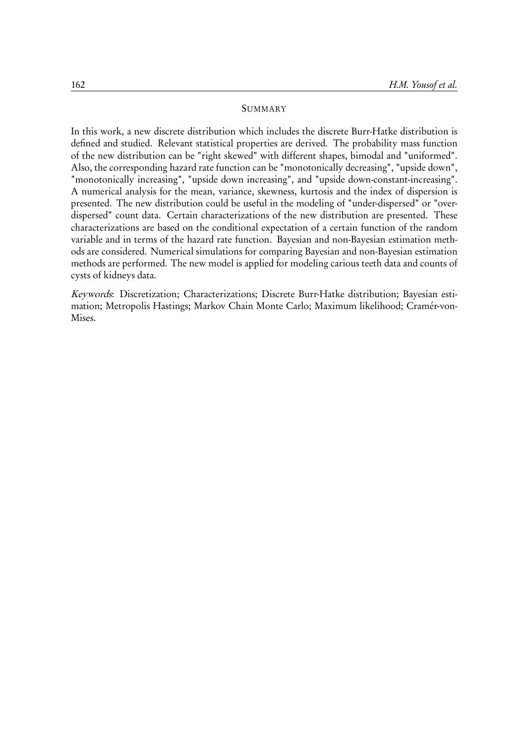## SUMMARY

In this work, a new discrete distribution which includes the discrete Burr-Hatke distribution is defined and studied. Relevant statistical properties are derived. The probability mass function of the new distribution can be "right skewed" with different shapes, bimodal and "uniformed". Also, the corresponding hazard rate function can be "monotonically decreasing", "upside down", "monotonically increasing", "upside down increasing", and "upside down-constant-increasing". A numerical analysis for the mean, variance, skewness, kurtosis and the index of dispersion is presented. The new distribution could be useful in the modeling of "under-dispersed" or "over-dispersed" count data. Certain characterizations of the new distribution are presented. These characterizations are based on the conditional expectation of a certain function of the random variable and in terms of the hazard rate function. Bayesian and non-Bayesian estimation methods are considered. Numerical simulations for comparing Bayesian and non-Bayesian estimation methods are performed. The new model is applied for modeling carious teeth data and counts of cysts of kidneys data.

*Keywords*: Discretization; Characterizations; Discrete Burr-Hatke distribution; Bayesian estimation; Metropolis Hastings; Markov Chain Monte Carlo; Maximum likelihood; Cramér-von-Mises.